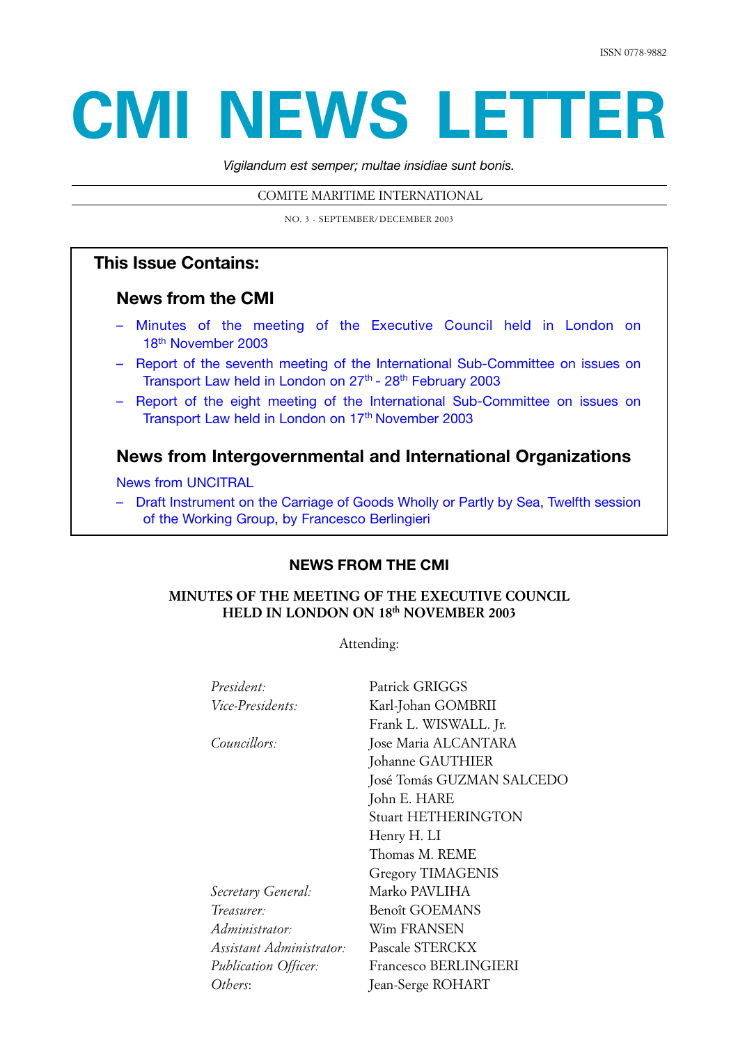ISSN 0778-9882

# CMI NEWS LETTER

*Vigilandum est semper; multae insidiae sunt bonis.*

COMITE MARITIME INTERNATIONAL

NO. 3 - SEPTEMBER/DECEMBER 2003

## This Issue Contains:

### News from the CMI

- Minutes of the meeting of the Executive Council held in London on 18th November 2003
- Report of the seventh meeting of the International Sub-Committee on issues on Transport Law held in London on 27th - 28th February 2003
- Report of the eight meeting of the International Sub-Committee on issues on Transport Law held in London on 17th November 2003

### News from Intergovernmental and International Organizations

News from UNCITRAL

- Draft Instrument on the Carriage of Goods Wholly or Partly by Sea, Twelfth session of the Working Group, by Francesco Berlingieri

## NEWS FROM THE CMI

### MINUTES OF THE MEETING OF THE EXECUTIVE COUNCIL HELD IN LONDON ON 18th NOVEMBER 2003

Attending:

| | |
|---|---|
| *President:* | Patrick GRIGGS |
| *Vice-Presidents:* | Karl-Johan GOMBRII |
| | Frank L. WISWALL. Jr. |
| *Councillors:* | Jose Maria ALCANTARA |
| | Johanne GAUTHIER |
| | José Tomás GUZMAN SALCEDO |
| | John E. HARE |
| | Stuart HETHERINGTON |
| | Henry H. LI |
| | Thomas M. REME |
| | Gregory TIMAGENIS |
| *Secretary General:* | Marko PAVLIHA |
| *Treasurer:* | Benoît GOEMANS |
| *Administrator:* | Wim FRANSEN |
| *Assistant Administrator:* | Pascale STERCKX |
| *Publication Officer:* | Francesco BERLINGIERI |
| *Others:* | Jean-Serge ROHART |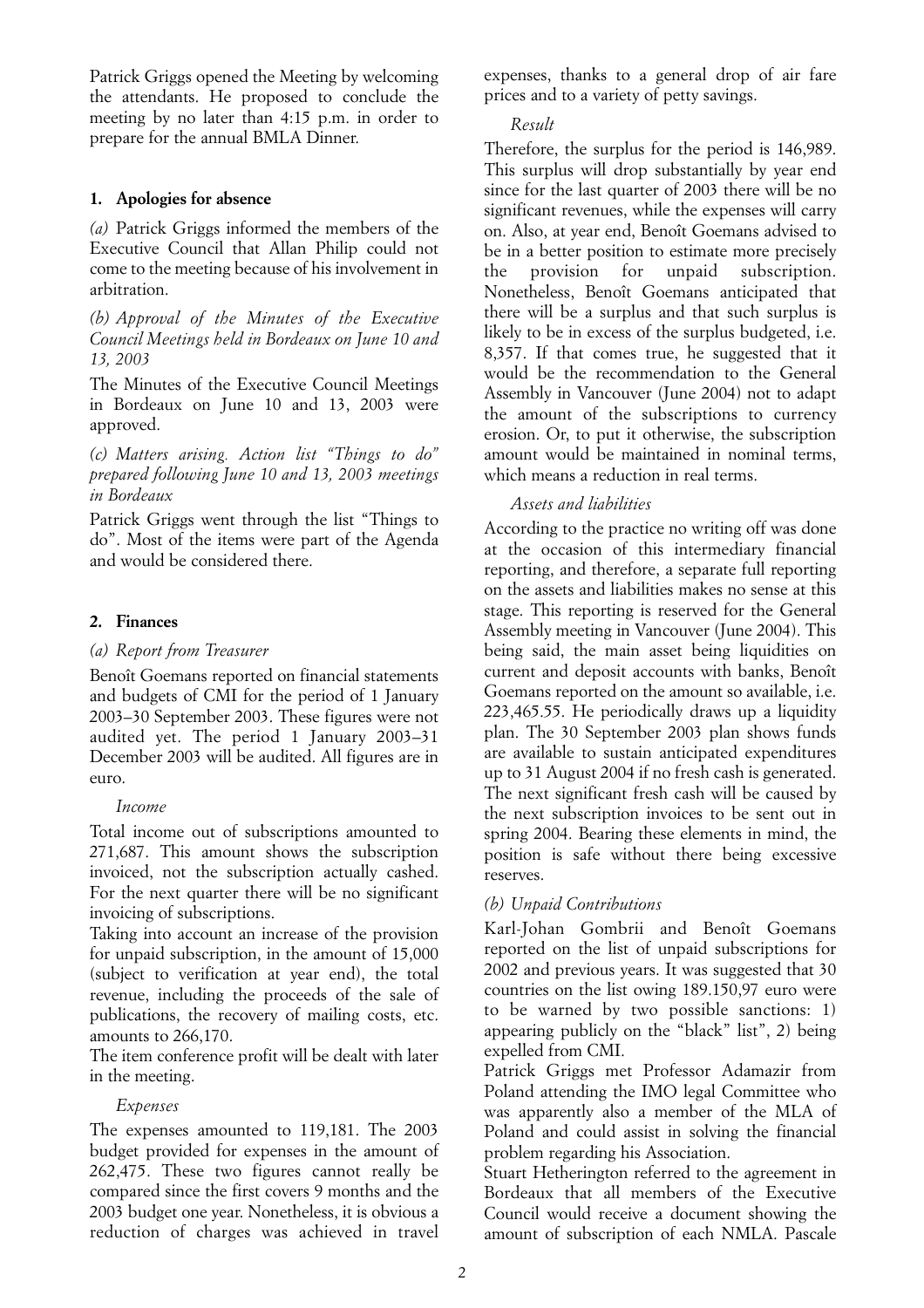Patrick Griggs opened the Meeting by welcoming the attendants. He proposed to conclude the meeting by no later than 4:15 p.m. in order to prepare for the annual BMLA Dinner.

## 1. Apologies for absence

*(a)* Patrick Griggs informed the members of the Executive Council that Allan Philip could not come to the meeting because of his involvement in arbitration.

*(b) Approval of the Minutes of the Executive Council Meetings held in Bordeaux on June 10 and 13, 2003*

The Minutes of the Executive Council Meetings in Bordeaux on June 10 and 13, 2003 were approved.

*(c) Matters arising. Action list "Things to do" prepared following June 10 and 13, 2003 meetings in Bordeaux*

Patrick Griggs went through the list "Things to do". Most of the items were part of the Agenda and would be considered there.

## 2. Finances

### *(a) Report from Treasurer*

Benoît Goemans reported on financial statements and budgets of CMI for the period of 1 January 2003–30 September 2003. These figures were not audited yet. The period 1 January 2003–31 December 2003 will be audited. All figures are in euro.

*Income*

Total income out of subscriptions amounted to 271,687. This amount shows the subscription invoiced, not the subscription actually cashed. For the next quarter there will be no significant invoicing of subscriptions.

Taking into account an increase of the provision for unpaid subscription, in the amount of 15,000 (subject to verification at year end), the total revenue, including the proceeds of the sale of publications, the recovery of mailing costs, etc. amounts to 266,170.

The item conference profit will be dealt with later in the meeting.

*Expenses*

The expenses amounted to 119,181. The 2003 budget provided for expenses in the amount of 262,475. These two figures cannot really be compared since the first covers 9 months and the 2003 budget one year. Nonetheless, it is obvious a reduction of charges was achieved in travel expenses, thanks to a general drop of air fare prices and to a variety of petty savings.

*Result*

Therefore, the surplus for the period is 146,989. This surplus will drop substantially by year end since for the last quarter of 2003 there will be no significant revenues, while the expenses will carry on. Also, at year end, Benoît Goemans advised to be in a better position to estimate more precisely the provision for unpaid subscription. Nonetheless, Benoît Goemans anticipated that there will be a surplus and that such surplus is likely to be in excess of the surplus budgeted, i.e. 8,357. If that comes true, he suggested that it would be the recommendation to the General Assembly in Vancouver (June 2004) not to adapt the amount of the subscriptions to currency erosion. Or, to put it otherwise, the subscription amount would be maintained in nominal terms, which means a reduction in real terms.

*Assets and liabilities*

According to the practice no writing off was done at the occasion of this intermediary financial reporting, and therefore, a separate full reporting on the assets and liabilities makes no sense at this stage. This reporting is reserved for the General Assembly meeting in Vancouver (June 2004). This being said, the main asset being liquidities on current and deposit accounts with banks, Benoît Goemans reported on the amount so available, i.e. 223,465.55. He periodically draws up a liquidity plan. The 30 September 2003 plan shows funds are available to sustain anticipated expenditures up to 31 August 2004 if no fresh cash is generated. The next significant fresh cash will be caused by the next subscription invoices to be sent out in spring 2004. Bearing these elements in mind, the position is safe without there being excessive reserves.

### *(b) Unpaid Contributions*

Karl-Johan Gombrii and Benoît Goemans reported on the list of unpaid subscriptions for 2002 and previous years. It was suggested that 30 countries on the list owing 189.150,97 euro were to be warned by two possible sanctions: 1) appearing publicly on the "black" list", 2) being expelled from CMI.

Patrick Griggs met Professor Adamazir from Poland attending the IMO legal Committee who was apparently also a member of the MLA of Poland and could assist in solving the financial problem regarding his Association.

Stuart Hetherington referred to the agreement in Bordeaux that all members of the Executive Council would receive a document showing the amount of subscription of each NMLA. Pascale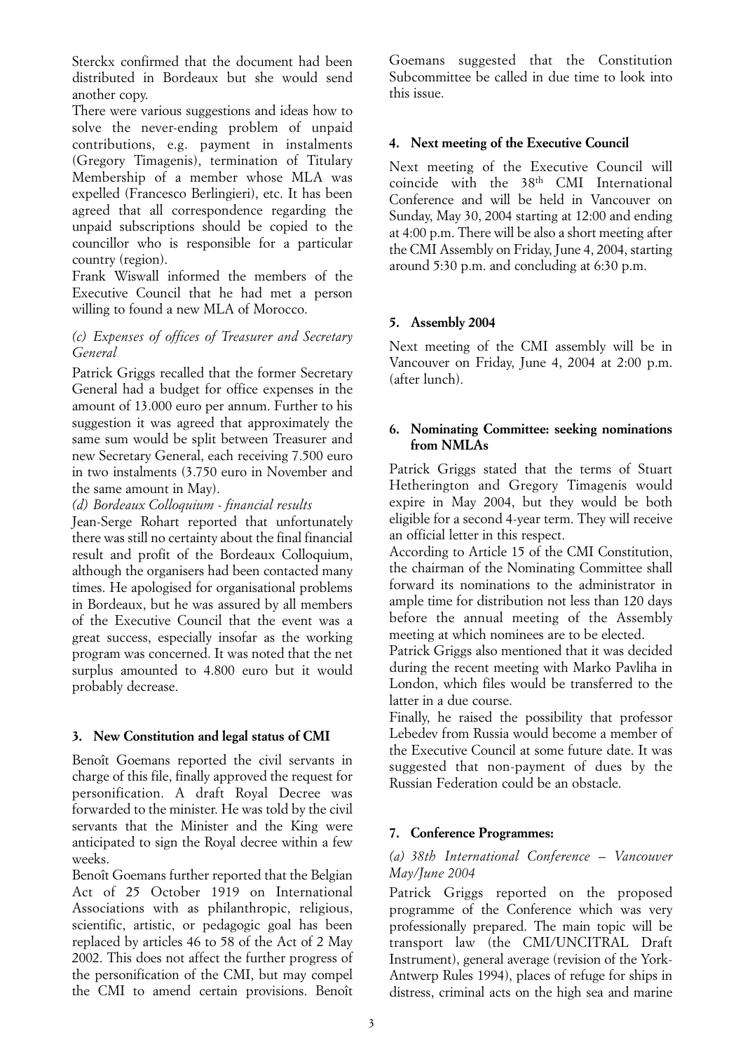Sterckx confirmed that the document had been distributed in Bordeaux but she would send another copy.

There were various suggestions and ideas how to solve the never-ending problem of unpaid contributions, e.g. payment in instalments (Gregory Timagenis), termination of Titulary Membership of a member whose MLA was expelled (Francesco Berlingieri), etc. It has been agreed that all correspondence regarding the unpaid subscriptions should be copied to the councillor who is responsible for a particular country (region).

Frank Wiswall informed the members of the Executive Council that he had met a person willing to found a new MLA of Morocco.

*(c) Expenses of offices of Treasurer and Secretary General*

Patrick Griggs recalled that the former Secretary General had a budget for office expenses in the amount of 13.000 euro per annum. Further to his suggestion it was agreed that approximately the same sum would be split between Treasurer and new Secretary General, each receiving 7.500 euro in two instalments (3.750 euro in November and the same amount in May).

*(d) Bordeaux Colloquium - financial results*

Jean-Serge Rohart reported that unfortunately there was still no certainty about the final financial result and profit of the Bordeaux Colloquium, although the organisers had been contacted many times. He apologised for organisational problems in Bordeaux, but he was assured by all members of the Executive Council that the event was a great success, especially insofar as the working program was concerned. It was noted that the net surplus amounted to 4.800 euro but it would probably decrease.

### 3. New Constitution and legal status of CMI

Benoît Goemans reported the civil servants in charge of this file, finally approved the request for personification. A draft Royal Decree was forwarded to the minister. He was told by the civil servants that the Minister and the King were anticipated to sign the Royal decree within a few weeks.

Benoît Goemans further reported that the Belgian Act of 25 October 1919 on International Associations with as philanthropic, religious, scientific, artistic, or pedagogic goal has been replaced by articles 46 to 58 of the Act of 2 May 2002. This does not affect the further progress of the personification of the CMI, but may compel the CMI to amend certain provisions. Benoît Goemans suggested that the Constitution Subcommittee be called in due time to look into this issue.

### 4. Next meeting of the Executive Council

Next meeting of the Executive Council will coincide with the 38th CMI International Conference and will be held in Vancouver on Sunday, May 30, 2004 starting at 12:00 and ending at 4:00 p.m. There will be also a short meeting after the CMI Assembly on Friday, June 4, 2004, starting around 5:30 p.m. and concluding at 6:30 p.m.

### 5. Assembly 2004

Next meeting of the CMI assembly will be in Vancouver on Friday, June 4, 2004 at 2:00 p.m. (after lunch).

### 6. Nominating Committee: seeking nominations from NMLAs

Patrick Griggs stated that the terms of Stuart Hetherington and Gregory Timagenis would expire in May 2004, but they would be both eligible for a second 4-year term. They will receive an official letter in this respect.

According to Article 15 of the CMI Constitution, the chairman of the Nominating Committee shall forward its nominations to the administrator in ample time for distribution not less than 120 days before the annual meeting of the Assembly meeting at which nominees are to be elected.

Patrick Griggs also mentioned that it was decided during the recent meeting with Marko Pavliha in London, which files would be transferred to the latter in a due course.

Finally, he raised the possibility that professor Lebedev from Russia would become a member of the Executive Council at some future date. It was suggested that non-payment of dues by the Russian Federation could be an obstacle.

### 7. Conference Programmes:

*(a) 38th International Conference – Vancouver May/June 2004*

Patrick Griggs reported on the proposed programme of the Conference which was very professionally prepared. The main topic will be transport law (the CMI/UNCITRAL Draft Instrument), general average (revision of the York-Antwerp Rules 1994), places of refuge for ships in distress, criminal acts on the high sea and marine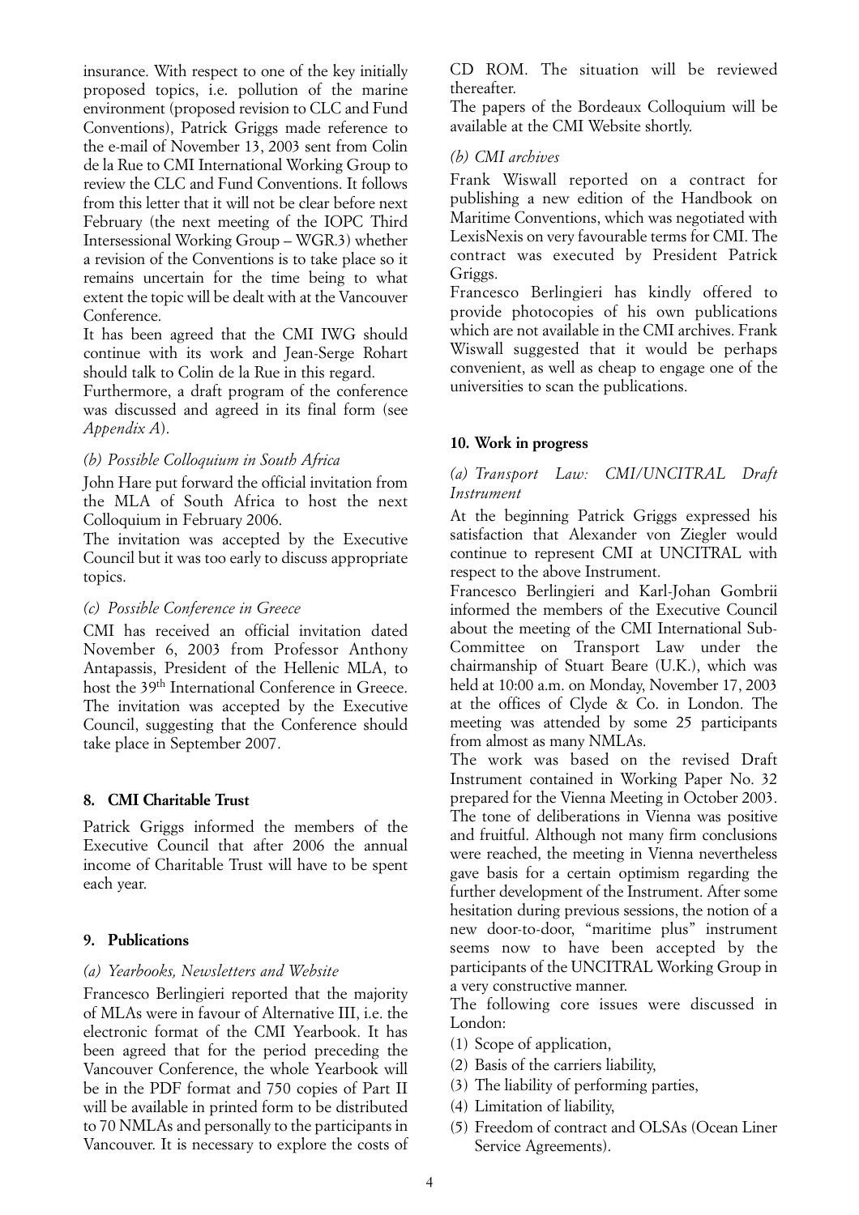insurance. With respect to one of the key initially proposed topics, i.e. pollution of the marine environment (proposed revision to CLC and Fund Conventions), Patrick Griggs made reference to the e-mail of November 13, 2003 sent from Colin de la Rue to CMI International Working Group to review the CLC and Fund Conventions. It follows from this letter that it will not be clear before next February (the next meeting of the IOPC Third Intersessional Working Group – WGR.3) whether a revision of the Conventions is to take place so it remains uncertain for the time being to what extent the topic will be dealt with at the Vancouver Conference.

It has been agreed that the CMI IWG should continue with its work and Jean-Serge Rohart should talk to Colin de la Rue in this regard.

Furthermore, a draft program of the conference was discussed and agreed in its final form (see *Appendix A*).

*(b) Possible Colloquium in South Africa*

John Hare put forward the official invitation from the MLA of South Africa to host the next Colloquium in February 2006.

The invitation was accepted by the Executive Council but it was too early to discuss appropriate topics.

*(c) Possible Conference in Greece*

CMI has received an official invitation dated November 6, 2003 from Professor Anthony Antapassis, President of the Hellenic MLA, to host the 39th International Conference in Greece. The invitation was accepted by the Executive Council, suggesting that the Conference should take place in September 2007.

**8. CMI Charitable Trust**

Patrick Griggs informed the members of the Executive Council that after 2006 the annual income of Charitable Trust will have to be spent each year.

**9. Publications**

*(a) Yearbooks, Newsletters and Website*

Francesco Berlingieri reported that the majority of MLAs were in favour of Alternative III, i.e. the electronic format of the CMI Yearbook. It has been agreed that for the period preceding the Vancouver Conference, the whole Yearbook will be in the PDF format and 750 copies of Part II will be available in printed form to be distributed to 70 NMLAs and personally to the participants in Vancouver. It is necessary to explore the costs of CD ROM. The situation will be reviewed thereafter.

The papers of the Bordeaux Colloquium will be available at the CMI Website shortly.

*(b) CMI archives*

Frank Wiswall reported on a contract for publishing a new edition of the Handbook on Maritime Conventions, which was negotiated with LexisNexis on very favourable terms for CMI. The contract was executed by President Patrick Griggs.

Francesco Berlingieri has kindly offered to provide photocopies of his own publications which are not available in the CMI archives. Frank Wiswall suggested that it would be perhaps convenient, as well as cheap to engage one of the universities to scan the publications.

**10. Work in progress**

*(a) Transport Law: CMI/UNCITRAL Draft Instrument*

At the beginning Patrick Griggs expressed his satisfaction that Alexander von Ziegler would continue to represent CMI at UNCITRAL with respect to the above Instrument.

Francesco Berlingieri and Karl-Johan Gombrii informed the members of the Executive Council about the meeting of the CMI International Sub-Committee on Transport Law under the chairmanship of Stuart Beare (U.K.), which was held at 10:00 a.m. on Monday, November 17, 2003 at the offices of Clyde & Co. in London. The meeting was attended by some 25 participants from almost as many NMLAs.

The work was based on the revised Draft Instrument contained in Working Paper No. 32 prepared for the Vienna Meeting in October 2003. The tone of deliberations in Vienna was positive and fruitful. Although not many firm conclusions were reached, the meeting in Vienna nevertheless gave basis for a certain optimism regarding the further development of the Instrument. After some hesitation during previous sessions, the notion of a new door-to-door, "maritime plus" instrument seems now to have been accepted by the participants of the UNCITRAL Working Group in a very constructive manner.

The following core issues were discussed in London:

(1) Scope of application,
(2) Basis of the carriers liability,
(3) The liability of performing parties,
(4) Limitation of liability,
(5) Freedom of contract and OLSAs (Ocean Liner Service Agreements).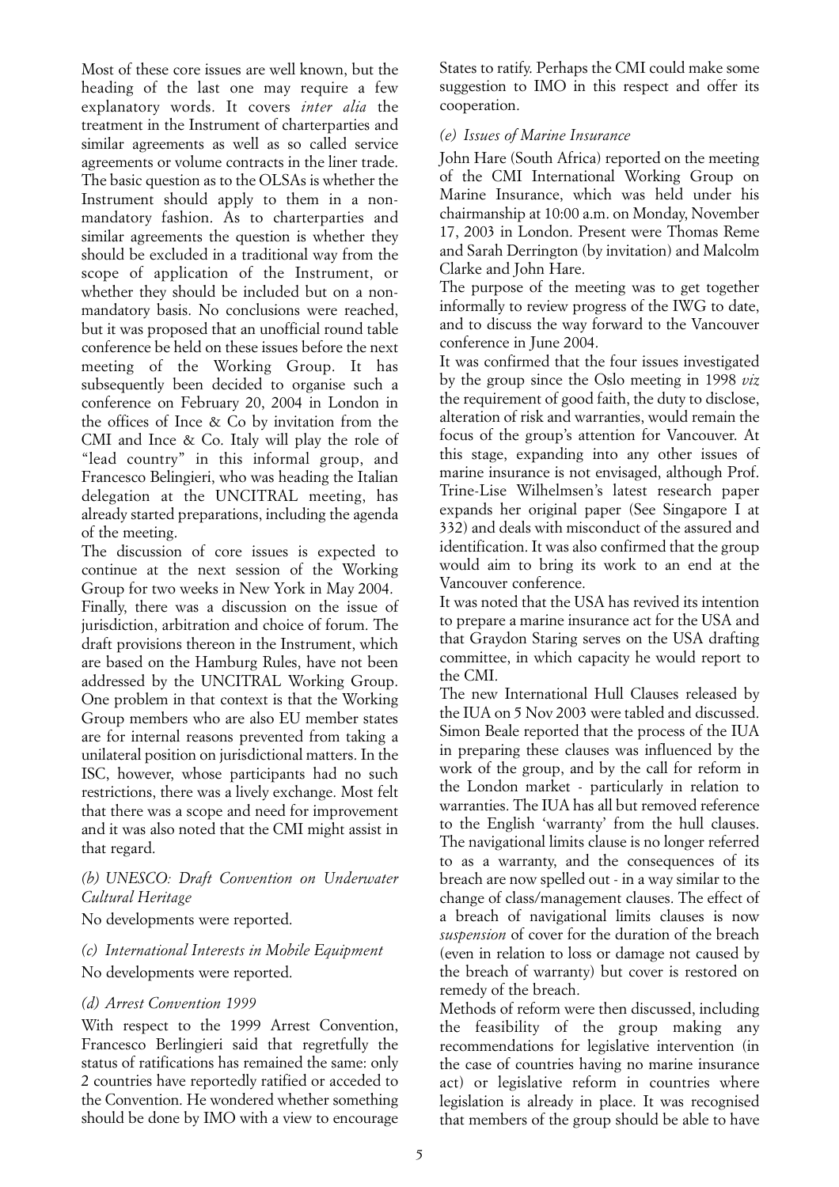Most of these core issues are well known, but the heading of the last one may require a few explanatory words. It covers *inter alia* the treatment in the Instrument of charterparties and similar agreements as well as so called service agreements or volume contracts in the liner trade. The basic question as to the OLSAs is whether the Instrument should apply to them in a non-mandatory fashion. As to charterparties and similar agreements the question is whether they should be excluded in a traditional way from the scope of application of the Instrument, or whether they should be included but on a non-mandatory basis. No conclusions were reached, but it was proposed that an unofficial round table conference be held on these issues before the next meeting of the Working Group. It has subsequently been decided to organise such a conference on February 20, 2004 in London in the offices of Ince & Co by invitation from the CMI and Ince & Co. Italy will play the role of "lead country" in this informal group, and Francesco Belingieri, who was heading the Italian delegation at the UNCITRAL meeting, has already started preparations, including the agenda of the meeting.

The discussion of core issues is expected to continue at the next session of the Working Group for two weeks in New York in May 2004.

Finally, there was a discussion on the issue of jurisdiction, arbitration and choice of forum. The draft provisions thereon in the Instrument, which are based on the Hamburg Rules, have not been addressed by the UNCITRAL Working Group. One problem in that context is that the Working Group members who are also EU member states are for internal reasons prevented from taking a unilateral position on jurisdictional matters. In the ISC, however, whose participants had no such restrictions, there was a lively exchange. Most felt that there was a scope and need for improvement and it was also noted that the CMI might assist in that regard.

### *(b) UNESCO: Draft Convention on Underwater Cultural Heritage*

No developments were reported.

### *(c) International Interests in Mobile Equipment*

No developments were reported.

### *(d) Arrest Convention 1999*

With respect to the 1999 Arrest Convention, Francesco Berlingieri said that regretfully the status of ratifications has remained the same: only 2 countries have reportedly ratified or acceded to the Convention. He wondered whether something should be done by IMO with a view to encourage States to ratify. Perhaps the CMI could make some suggestion to IMO in this respect and offer its cooperation.

### *(e) Issues of Marine Insurance*

John Hare (South Africa) reported on the meeting of the CMI International Working Group on Marine Insurance, which was held under his chairmanship at 10:00 a.m. on Monday, November 17, 2003 in London. Present were Thomas Reme and Sarah Derrington (by invitation) and Malcolm Clarke and John Hare.

The purpose of the meeting was to get together informally to review progress of the IWG to date, and to discuss the way forward to the Vancouver conference in June 2004.

It was confirmed that the four issues investigated by the group since the Oslo meeting in 1998 *viz* the requirement of good faith, the duty to disclose, alteration of risk and warranties, would remain the focus of the group's attention for Vancouver. At this stage, expanding into any other issues of marine insurance is not envisaged, although Prof. Trine-Lise Wilhelmsen's latest research paper expands her original paper (See Singapore I at 332) and deals with misconduct of the assured and identification. It was also confirmed that the group would aim to bring its work to an end at the Vancouver conference.

It was noted that the USA has revived its intention to prepare a marine insurance act for the USA and that Graydon Staring serves on the USA drafting committee, in which capacity he would report to the CMI.

The new International Hull Clauses released by the IUA on 5 Nov 2003 were tabled and discussed. Simon Beale reported that the process of the IUA in preparing these clauses was influenced by the work of the group, and by the call for reform in the London market - particularly in relation to warranties. The IUA has all but removed reference to the English 'warranty' from the hull clauses. The navigational limits clause is no longer referred to as a warranty, and the consequences of its breach are now spelled out - in a way similar to the change of class/management clauses. The effect of a breach of navigational limits clauses is now *suspension* of cover for the duration of the breach (even in relation to loss or damage not caused by the breach of warranty) but cover is restored on remedy of the breach.

Methods of reform were then discussed, including the feasibility of the group making any recommendations for legislative intervention (in the case of countries having no marine insurance act) or legislative reform in countries where legislation is already in place. It was recognised that members of the group should be able to have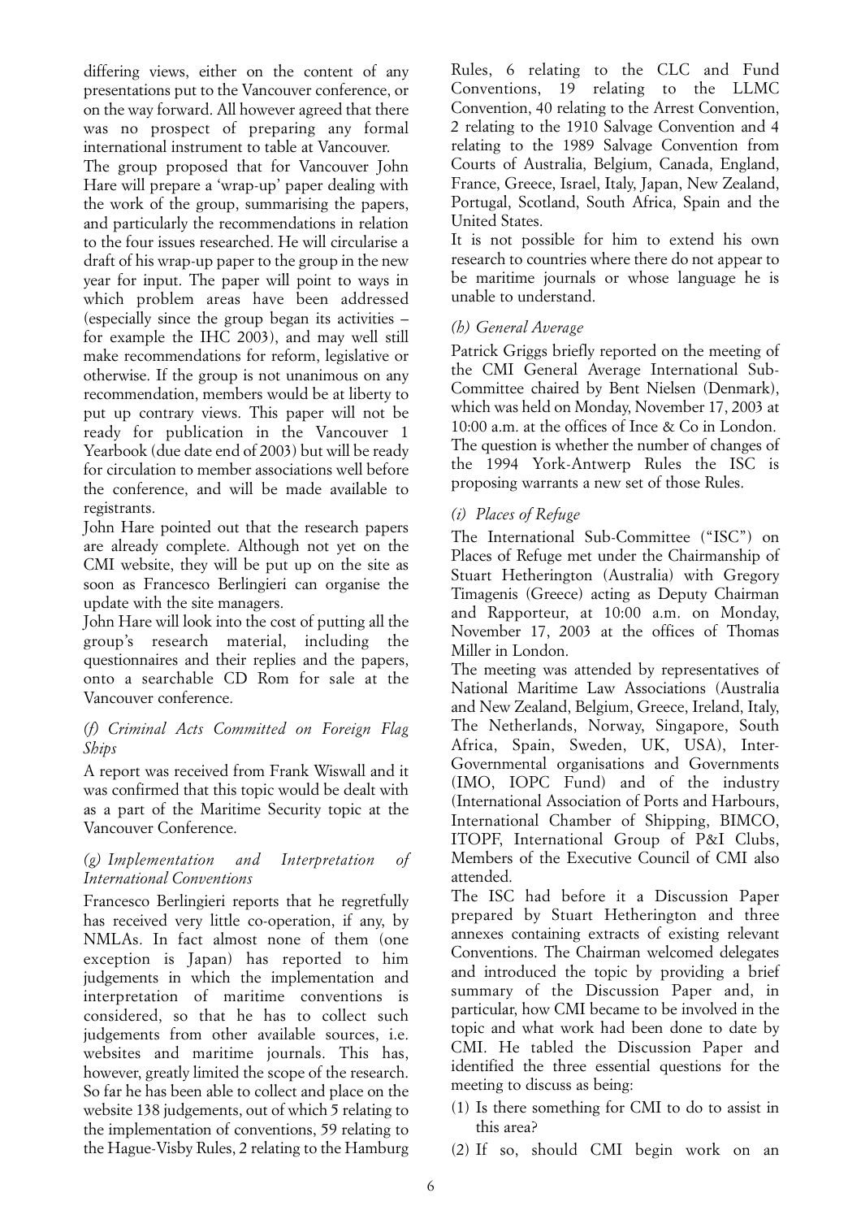differing views, either on the content of any presentations put to the Vancouver conference, or on the way forward. All however agreed that there was no prospect of preparing any formal international instrument to table at Vancouver.

The group proposed that for Vancouver John Hare will prepare a 'wrap-up' paper dealing with the work of the group, summarising the papers, and particularly the recommendations in relation to the four issues researched. He will circularise a draft of his wrap-up paper to the group in the new year for input. The paper will point to ways in which problem areas have been addressed (especially since the group began its activities – for example the IHC 2003), and may well still make recommendations for reform, legislative or otherwise. If the group is not unanimous on any recommendation, members would be at liberty to put up contrary views. This paper will not be ready for publication in the Vancouver 1 Yearbook (due date end of 2003) but will be ready for circulation to member associations well before the conference, and will be made available to registrants.

John Hare pointed out that the research papers are already complete. Although not yet on the CMI website, they will be put up on the site as soon as Francesco Berlingieri can organise the update with the site managers.

John Hare will look into the cost of putting all the group's research material, including the questionnaires and their replies and the papers, onto a searchable CD Rom for sale at the Vancouver conference.

### *(f) Criminal Acts Committed on Foreign Flag Ships*

A report was received from Frank Wiswall and it was confirmed that this topic would be dealt with as a part of the Maritime Security topic at the Vancouver Conference.

### *(g) Implementation and Interpretation of International Conventions*

Francesco Berlingieri reports that he regretfully has received very little co-operation, if any, by NMLAs. In fact almost none of them (one exception is Japan) has reported to him judgements in which the implementation and interpretation of maritime conventions is considered, so that he has to collect such judgements from other available sources, i.e. websites and maritime journals. This has, however, greatly limited the scope of the research. So far he has been able to collect and place on the website 138 judgements, out of which 5 relating to the implementation of conventions, 59 relating to the Hague-Visby Rules, 2 relating to the Hamburg Rules, 6 relating to the CLC and Fund Conventions, 19 relating to the LLMC Convention, 40 relating to the Arrest Convention, 2 relating to the 1910 Salvage Convention and 4 relating to the 1989 Salvage Convention from Courts of Australia, Belgium, Canada, England, France, Greece, Israel, Italy, Japan, New Zealand, Portugal, Scotland, South Africa, Spain and the United States.

It is not possible for him to extend his own research to countries where there do not appear to be maritime journals or whose language he is unable to understand.

### *(h) General Average*

Patrick Griggs briefly reported on the meeting of the CMI General Average International Sub-Committee chaired by Bent Nielsen (Denmark), which was held on Monday, November 17, 2003 at 10:00 a.m. at the offices of Ince & Co in London. The question is whether the number of changes of the 1994 York-Antwerp Rules the ISC is proposing warrants a new set of those Rules.

### *(i) Places of Refuge*

The International Sub-Committee ("ISC") on Places of Refuge met under the Chairmanship of Stuart Hetherington (Australia) with Gregory Timagenis (Greece) acting as Deputy Chairman and Rapporteur, at 10:00 a.m. on Monday, November 17, 2003 at the offices of Thomas Miller in London.

The meeting was attended by representatives of National Maritime Law Associations (Australia and New Zealand, Belgium, Greece, Ireland, Italy, The Netherlands, Norway, Singapore, South Africa, Spain, Sweden, UK, USA), Inter-Governmental organisations and Governments (IMO, IOPC Fund) and of the industry (International Association of Ports and Harbours, International Chamber of Shipping, BIMCO, ITOPF, International Group of P&I Clubs, Members of the Executive Council of CMI also attended.

The ISC had before it a Discussion Paper prepared by Stuart Hetherington and three annexes containing extracts of existing relevant Conventions. The Chairman welcomed delegates and introduced the topic by providing a brief summary of the Discussion Paper and, in particular, how CMI became to be involved in the topic and what work had been done to date by CMI. He tabled the Discussion Paper and identified the three essential questions for the meeting to discuss as being:

(1) Is there something for CMI to do to assist in this area?

(2) If so, should CMI begin work on an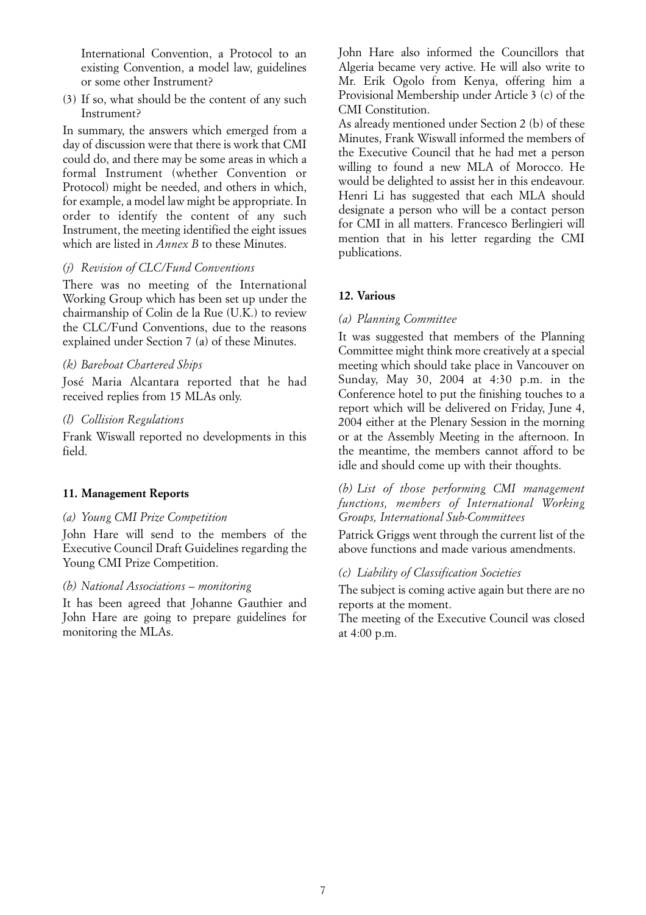International Convention, a Protocol to an existing Convention, a model law, guidelines or some other Instrument?

(3) If so, what should be the content of any such Instrument?

In summary, the answers which emerged from a day of discussion were that there is work that CMI could do, and there may be some areas in which a formal Instrument (whether Convention or Protocol) might be needed, and others in which, for example, a model law might be appropriate. In order to identify the content of any such Instrument, the meeting identified the eight issues which are listed in *Annex B* to these Minutes.

*(j) Revision of CLC/Fund Conventions*

There was no meeting of the International Working Group which has been set up under the chairmanship of Colin de la Rue (U.K.) to review the CLC/Fund Conventions, due to the reasons explained under Section 7 (a) of these Minutes.

*(k) Bareboat Chartered Ships*

José Maria Alcantara reported that he had received replies from 15 MLAs only.

*(l) Collision Regulations*

Frank Wiswall reported no developments in this field.

**11. Management Reports**

*(a) Young CMI Prize Competition*

John Hare will send to the members of the Executive Council Draft Guidelines regarding the Young CMI Prize Competition.

*(b) National Associations – monitoring*

It has been agreed that Johanne Gauthier and John Hare are going to prepare guidelines for monitoring the MLAs.

John Hare also informed the Councillors that Algeria became very active. He will also write to Mr. Erik Ogolo from Kenya, offering him a Provisional Membership under Article 3 (c) of the CMI Constitution.

As already mentioned under Section 2 (b) of these Minutes, Frank Wiswall informed the members of the Executive Council that he had met a person willing to found a new MLA of Morocco. He would be delighted to assist her in this endeavour. Henri Li has suggested that each MLA should designate a person who will be a contact person for CMI in all matters. Francesco Berlingieri will mention that in his letter regarding the CMI publications.

**12. Various**

*(a) Planning Committee*

It was suggested that members of the Planning Committee might think more creatively at a special meeting which should take place in Vancouver on Sunday, May 30, 2004 at 4:30 p.m. in the Conference hotel to put the finishing touches to a report which will be delivered on Friday, June 4, 2004 either at the Plenary Session in the morning or at the Assembly Meeting in the afternoon. In the meantime, the members cannot afford to be idle and should come up with their thoughts.

*(b) List of those performing CMI management functions, members of International Working Groups, International Sub-Committees*

Patrick Griggs went through the current list of the above functions and made various amendments.

*(c) Liability of Classification Societies*

The subject is coming active again but there are no reports at the moment.

The meeting of the Executive Council was closed at 4:00 p.m.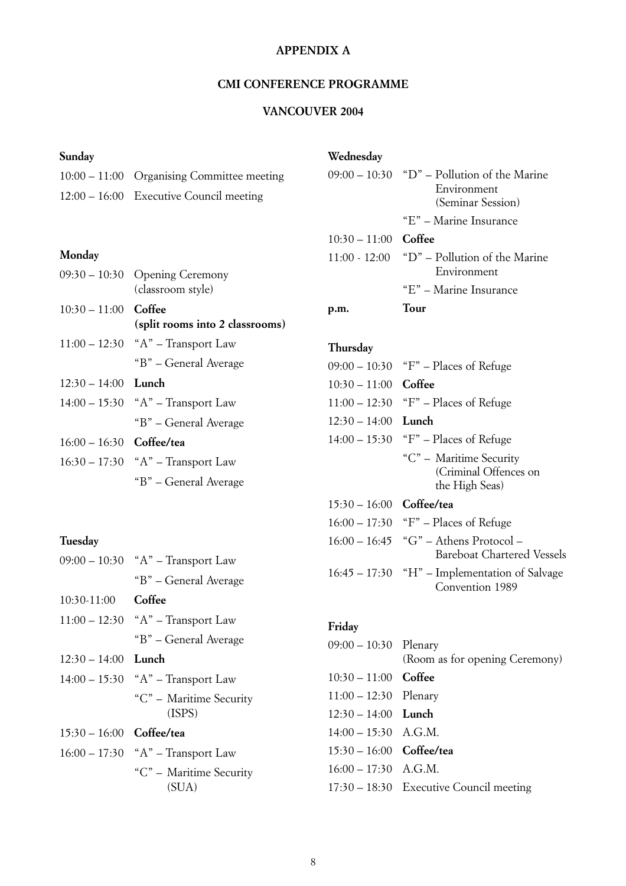# APPENDIX A

## CMI CONFERENCE PROGRAMME

## VANCOUVER 2004

**Sunday**

| | |
|---|---|
| 10:00 – 11:00 | Organising Committee meeting |
| 12:00 – 16:00 | Executive Council meeting |

**Monday**

| | |
|---|---|
| 09:30 – 10:30 | Opening Ceremony (classroom style) |
| 10:30 – 11:00 | **Coffee (split rooms into 2 classrooms)** |
| 11:00 – 12:30 | "A" – Transport Law |
| | "B" – General Average |
| 12:30 – 14:00 | **Lunch** |
| 14:00 – 15:30 | "A" – Transport Law |
| | "B" – General Average |
| 16:00 – 16:30 | **Coffee/tea** |
| 16:30 – 17:30 | "A" – Transport Law |
| | "B" – General Average |

**Tuesday**

| | |
|---|---|
| 09:00 – 10:30 | "A" – Transport Law |
| | "B" – General Average |
| 10:30-11:00 | **Coffee** |
| 11:00 – 12:30 | "A" – Transport Law |
| | "B" – General Average |
| 12:30 – 14:00 | **Lunch** |
| 14:00 – 15:30 | "A" – Transport Law |
| | "C" – Maritime Security (ISPS) |
| 15:30 – 16:00 | **Coffee/tea** |
| 16:00 – 17:30 | "A" – Transport Law |
| | "C" – Maritime Security (SUA) |

**Wednesday**

| | |
|---|---|
| 09:00 – 10:30 | "D" – Pollution of the Marine Environment (Seminar Session) |
| | "E" – Marine Insurance |
| 10:30 – 11:00 | **Coffee** |
| 11:00 - 12:00 | "D" – Pollution of the Marine Environment |
| | "E" – Marine Insurance |
| **p.m.** | **Tour** |

**Thursday**

| | |
|---|---|
| 09:00 – 10:30 | "F" – Places of Refuge |
| 10:30 – 11:00 | **Coffee** |
| 11:00 – 12:30 | "F" – Places of Refuge |
| 12:30 – 14:00 | **Lunch** |
| 14:00 – 15:30 | "F" – Places of Refuge |
| | "C" – Maritime Security (Criminal Offences on the High Seas) |
| 15:30 – 16:00 | **Coffee/tea** |
| 16:00 – 17:30 | "F" – Places of Refuge |
| 16:00 – 16:45 | "G" – Athens Protocol – Bareboat Chartered Vessels |
| 16:45 – 17:30 | "H" – Implementation of Salvage Convention 1989 |

**Friday**

| | |
|---|---|
| 09:00 – 10:30 | Plenary (Room as for opening Ceremony) |
| 10:30 – 11:00 | **Coffee** |
| 11:00 – 12:30 | Plenary |
| 12:30 – 14:00 | **Lunch** |
| 14:00 – 15:30 | A.G.M. |
| 15:30 – 16:00 | **Coffee/tea** |
| 16:00 – 17:30 | A.G.M. |
| 17:30 – 18:30 | Executive Council meeting |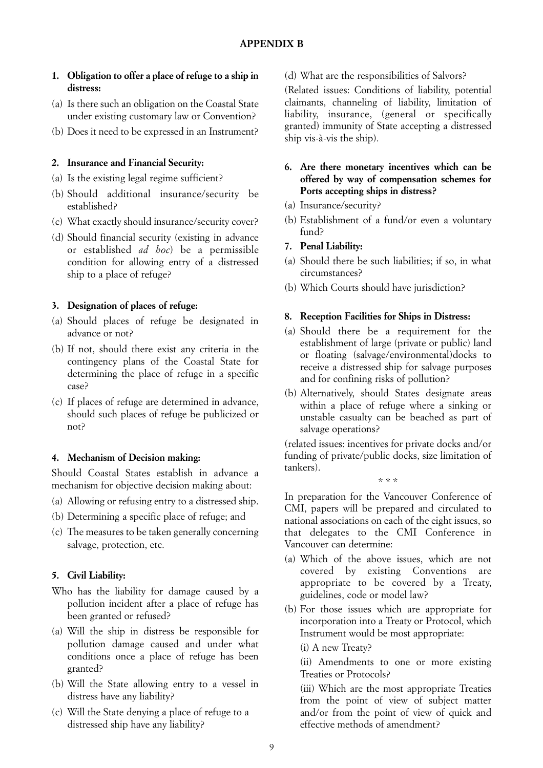# APPENDIX B

**1. Obligation to offer a place of refuge to a ship in distress:**

(a) Is there such an obligation on the Coastal State under existing customary law or Convention?

(b) Does it need to be expressed in an Instrument?

**2. Insurance and Financial Security:**

(a) Is the existing legal regime sufficient?

(b) Should additional insurance/security be established?

(c) What exactly should insurance/security cover?

(d) Should financial security (existing in advance or established *ad hoc*) be a permissible condition for allowing entry of a distressed ship to a place of refuge?

**3. Designation of places of refuge:**

(a) Should places of refuge be designated in advance or not?

(b) If not, should there exist any criteria in the contingency plans of the Coastal State for determining the place of refuge in a specific case?

(c) If places of refuge are determined in advance, should such places of refuge be publicized or not?

**4. Mechanism of Decision making:**

Should Coastal States establish in advance a mechanism for objective decision making about:

(a) Allowing or refusing entry to a distressed ship.

(b) Determining a specific place of refuge; and

(c) The measures to be taken generally concerning salvage, protection, etc.

**5. Civil Liability:**

Who has the liability for damage caused by a pollution incident after a place of refuge has been granted or refused?

(a) Will the ship in distress be responsible for pollution damage caused and under what conditions once a place of refuge has been granted?

(b) Will the State allowing entry to a vessel in distress have any liability?

(c) Will the State denying a place of refuge to a distressed ship have any liability?

(d) What are the responsibilities of Salvors?

(Related issues: Conditions of liability, potential claimants, channeling of liability, limitation of liability, insurance, (general or specifically granted) immunity of State accepting a distressed ship vis-à-vis the ship).

**6. Are there monetary incentives which can be offered by way of compensation schemes for Ports accepting ships in distress?**

(a) Insurance/security?

(b) Establishment of a fund/or even a voluntary fund?

**7. Penal Liability:**

(a) Should there be such liabilities; if so, in what circumstances?

(b) Which Courts should have jurisdiction?

**8. Reception Facilities for Ships in Distress:**

(a) Should there be a requirement for the establishment of large (private or public) land or floating (salvage/environmental)docks to receive a distressed ship for salvage purposes and for confining risks of pollution?

(b) Alternatively, should States designate areas within a place of refuge where a sinking or unstable casualty can be beached as part of salvage operations?

(related issues: incentives for private docks and/or funding of private/public docks, size limitation of tankers).

\* \* \*

In preparation for the Vancouver Conference of CMI, papers will be prepared and circulated to national associations on each of the eight issues, so that delegates to the CMI Conference in Vancouver can determine:

(a) Which of the above issues, which are not covered by existing Conventions are appropriate to be covered by a Treaty, guidelines, code or model law?

(b) For those issues which are appropriate for incorporation into a Treaty or Protocol, which Instrument would be most appropriate:

(i) A new Treaty?

(ii) Amendments to one or more existing Treaties or Protocols?

(iii) Which are the most appropriate Treaties from the point of view of subject matter and/or from the point of view of quick and effective methods of amendment?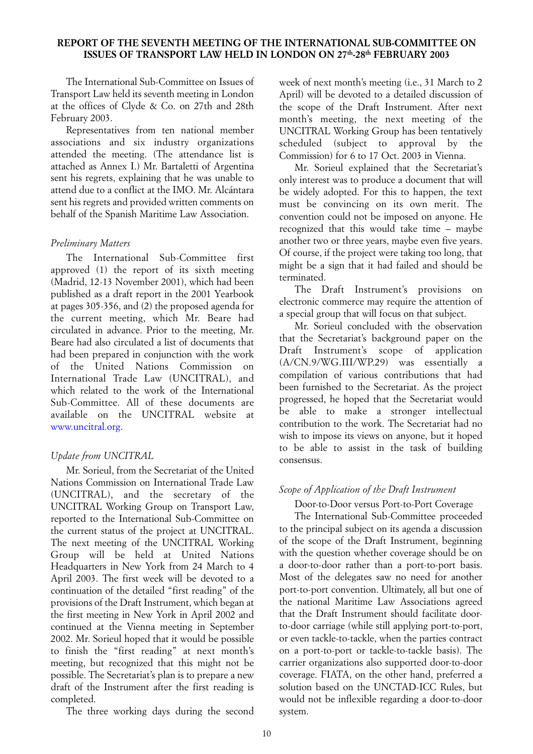# REPORT OF THE SEVENTH MEETING OF THE INTERNATIONAL SUB-COMMITTEE ON ISSUES OF TRANSPORT LAW HELD IN LONDON ON 27th-28th FEBRUARY 2003

The International Sub-Committee on Issues of Transport Law held its seventh meeting in London at the offices of Clyde & Co. on 27th and 28th February 2003.

Representatives from ten national member associations and six industry organizations attended the meeting. (The attendance list is attached as Annex I.) Mr. Bartaletti of Argentina sent his regrets, explaining that he was unable to attend due to a conflict at the IMO. Mr. Alcántara sent his regrets and provided written comments on behalf of the Spanish Maritime Law Association.

*Preliminary Matters*

The International Sub-Committee first approved (1) the report of its sixth meeting (Madrid, 12-13 November 2001), which had been published as a draft report in the 2001 Yearbook at pages 305-356, and (2) the proposed agenda for the current meeting, which Mr. Beare had circulated in advance. Prior to the meeting, Mr. Beare had also circulated a list of documents that had been prepared in conjunction with the work of the United Nations Commission on International Trade Law (UNCITRAL), and which related to the work of the International Sub-Committee. All of these documents are available on the UNCITRAL website at www.uncitral.org.

*Update from UNCITRAL*

Mr. Sorieul, from the Secretariat of the United Nations Commission on International Trade Law (UNCITRAL), and the secretary of the UNCITRAL Working Group on Transport Law, reported to the International Sub-Committee on the current status of the project at UNCITRAL. The next meeting of the UNCITRAL Working Group will be held at United Nations Headquarters in New York from 24 March to 4 April 2003. The first week will be devoted to a continuation of the detailed "first reading" of the provisions of the Draft Instrument, which began at the first meeting in New York in April 2002 and continued at the Vienna meeting in September 2002. Mr. Sorieul hoped that it would be possible to finish the "first reading" at next month's meeting, but recognized that this might not be possible. The Secretariat's plan is to prepare a new draft of the Instrument after the first reading is completed.

The three working days during the second week of next month's meeting (i.e., 31 March to 2 April) will be devoted to a detailed discussion of the scope of the Draft Instrument. After next month's meeting, the next meeting of the UNCITRAL Working Group has been tentatively scheduled (subject to approval by the Commission) for 6 to 17 Oct. 2003 in Vienna.

Mr. Sorieul explained that the Secretariat's only interest was to produce a document that will be widely adopted. For this to happen, the text must be convincing on its own merit. The convention could not be imposed on anyone. He recognized that this would take time – maybe another two or three years, maybe even five years. Of course, if the project were taking too long, that might be a sign that it had failed and should be terminated.

The Draft Instrument's provisions on electronic commerce may require the attention of a special group that will focus on that subject.

Mr. Sorieul concluded with the observation that the Secretariat's background paper on the Draft Instrument's scope of application (A/CN.9/WG.III/WP.29) was essentially a compilation of various contributions that had been furnished to the Secretariat. As the project progressed, he hoped that the Secretariat would be able to make a stronger intellectual contribution to the work. The Secretariat had no wish to impose its views on anyone, but it hoped to be able to assist in the task of building consensus.

*Scope of Application of the Draft Instrument*

Door-to-Door versus Port-to-Port Coverage

The International Sub-Committee proceeded to the principal subject on its agenda a discussion of the scope of the Draft Instrument, beginning with the question whether coverage should be on a door-to-door rather than a port-to-port basis. Most of the delegates saw no need for another port-to-port convention. Ultimately, all but one of the national Maritime Law Associations agreed that the Draft Instrument should facilitate door-to-door carriage (while still applying port-to-port, or even tackle-to-tackle, when the parties contract on a port-to-port or tackle-to-tackle basis). The carrier organizations also supported door-to-door coverage. FIATA, on the other hand, preferred a solution based on the UNCTAD-ICC Rules, but would not be inflexible regarding a door-to-door system.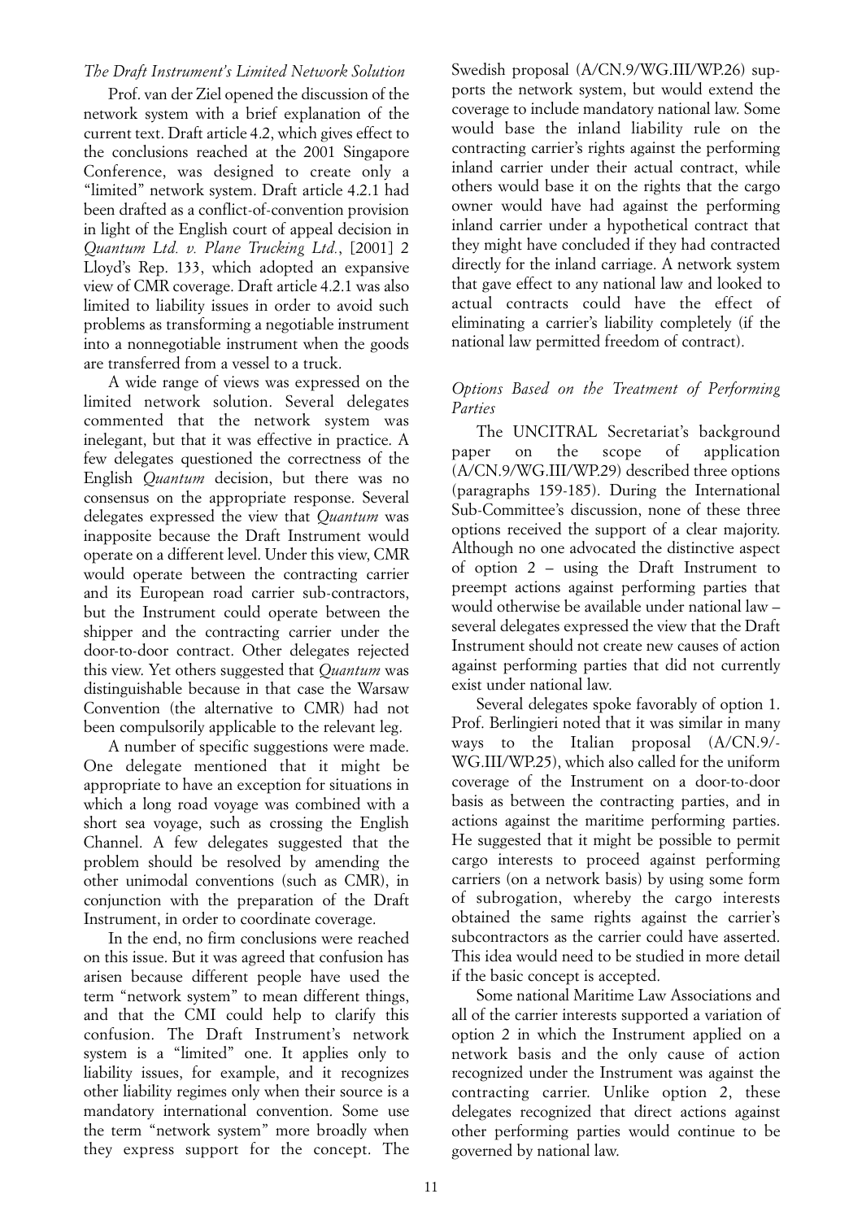### *The Draft Instrument's Limited Network Solution*

Prof. van der Ziel opened the discussion of the network system with a brief explanation of the current text. Draft article 4.2, which gives effect to the conclusions reached at the 2001 Singapore Conference, was designed to create only a "limited" network system. Draft article 4.2.1 had been drafted as a conflict-of-convention provision in light of the English court of appeal decision in *Quantum Ltd. v. Plane Trucking Ltd.*, [2001] 2 Lloyd's Rep. 133, which adopted an expansive view of CMR coverage. Draft article 4.2.1 was also limited to liability issues in order to avoid such problems as transforming a negotiable instrument into a nonnegotiable instrument when the goods are transferred from a vessel to a truck.

A wide range of views was expressed on the limited network solution. Several delegates commented that the network system was inelegant, but that it was effective in practice. A few delegates questioned the correctness of the English *Quantum* decision, but there was no consensus on the appropriate response. Several delegates expressed the view that *Quantum* was inapposite because the Draft Instrument would operate on a different level. Under this view, CMR would operate between the contracting carrier and its European road carrier sub-contractors, but the Instrument could operate between the shipper and the contracting carrier under the door-to-door contract. Other delegates rejected this view. Yet others suggested that *Quantum* was distinguishable because in that case the Warsaw Convention (the alternative to CMR) had not been compulsorily applicable to the relevant leg.

A number of specific suggestions were made. One delegate mentioned that it might be appropriate to have an exception for situations in which a long road voyage was combined with a short sea voyage, such as crossing the English Channel. A few delegates suggested that the problem should be resolved by amending the other unimodal conventions (such as CMR), in conjunction with the preparation of the Draft Instrument, in order to coordinate coverage.

In the end, no firm conclusions were reached on this issue. But it was agreed that confusion has arisen because different people have used the term "network system" to mean different things, and that the CMI could help to clarify this confusion. The Draft Instrument's network system is a "limited" one. It applies only to liability issues, for example, and it recognizes other liability regimes only when their source is a mandatory international convention. Some use the term "network system" more broadly when they express support for the concept. The Swedish proposal (A/CN.9/WG.III/WP.26) supports the network system, but would extend the coverage to include mandatory national law. Some would base the inland liability rule on the contracting carrier's rights against the performing inland carrier under their actual contract, while others would base it on the rights that the cargo owner would have had against the performing inland carrier under a hypothetical contract that they might have concluded if they had contracted directly for the inland carriage. A network system that gave effect to any national law and looked to actual contracts could have the effect of eliminating a carrier's liability completely (if the national law permitted freedom of contract).

### *Options Based on the Treatment of Performing Parties*

The UNCITRAL Secretariat's background paper on the scope of application (A/CN.9/WG.III/WP.29) described three options (paragraphs 159-185). During the International Sub-Committee's discussion, none of these three options received the support of a clear majority. Although no one advocated the distinctive aspect of option 2 – using the Draft Instrument to preempt actions against performing parties that would otherwise be available under national law – several delegates expressed the view that the Draft Instrument should not create new causes of action against performing parties that did not currently exist under national law.

Several delegates spoke favorably of option 1. Prof. Berlingieri noted that it was similar in many ways to the Italian proposal (A/CN.9/-WG.III/WP.25), which also called for the uniform coverage of the Instrument on a door-to-door basis as between the contracting parties, and in actions against the maritime performing parties. He suggested that it might be possible to permit cargo interests to proceed against performing carriers (on a network basis) by using some form of subrogation, whereby the cargo interests obtained the same rights against the carrier's subcontractors as the carrier could have asserted. This idea would need to be studied in more detail if the basic concept is accepted.

Some national Maritime Law Associations and all of the carrier interests supported a variation of option 2 in which the Instrument applied on a network basis and the only cause of action recognized under the Instrument was against the contracting carrier. Unlike option 2, these delegates recognized that direct actions against other performing parties would continue to be governed by national law.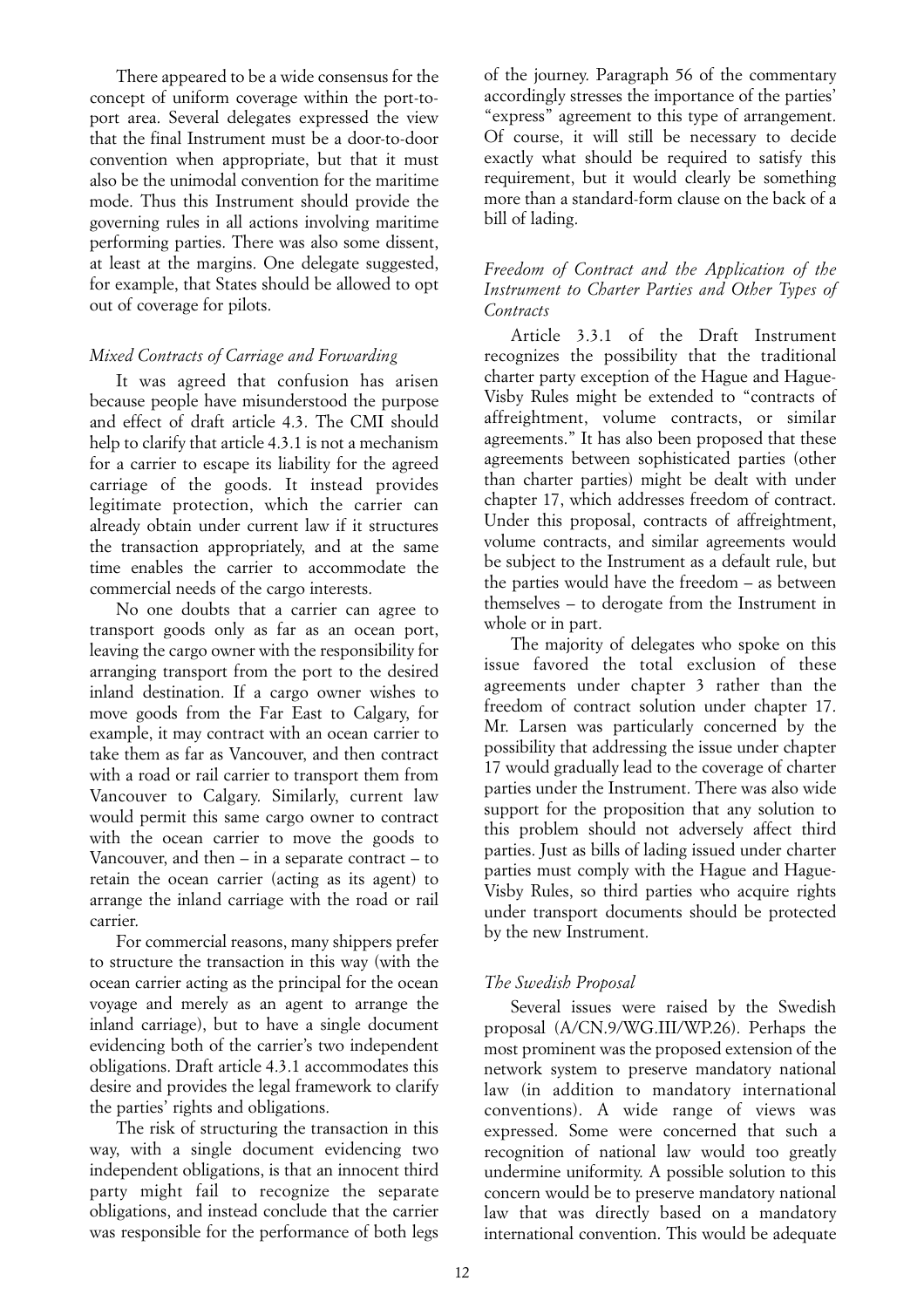There appeared to be a wide consensus for the concept of uniform coverage within the port-to-port area. Several delegates expressed the view that the final Instrument must be a door-to-door convention when appropriate, but that it must also be the unimodal convention for the maritime mode. Thus this Instrument should provide the governing rules in all actions involving maritime performing parties. There was also some dissent, at least at the margins. One delegate suggested, for example, that States should be allowed to opt out of coverage for pilots.

### *Mixed Contracts of Carriage and Forwarding*

It was agreed that confusion has arisen because people have misunderstood the purpose and effect of draft article 4.3. The CMI should help to clarify that article 4.3.1 is not a mechanism for a carrier to escape its liability for the agreed carriage of the goods. It instead provides legitimate protection, which the carrier can already obtain under current law if it structures the transaction appropriately, and at the same time enables the carrier to accommodate the commercial needs of the cargo interests.

No one doubts that a carrier can agree to transport goods only as far as an ocean port, leaving the cargo owner with the responsibility for arranging transport from the port to the desired inland destination. If a cargo owner wishes to move goods from the Far East to Calgary, for example, it may contract with an ocean carrier to take them as far as Vancouver, and then contract with a road or rail carrier to transport them from Vancouver to Calgary. Similarly, current law would permit this same cargo owner to contract with the ocean carrier to move the goods to Vancouver, and then – in a separate contract – to retain the ocean carrier (acting as its agent) to arrange the inland carriage with the road or rail carrier.

For commercial reasons, many shippers prefer to structure the transaction in this way (with the ocean carrier acting as the principal for the ocean voyage and merely as an agent to arrange the inland carriage), but to have a single document evidencing both of the carrier's two independent obligations. Draft article 4.3.1 accommodates this desire and provides the legal framework to clarify the parties' rights and obligations.

The risk of structuring the transaction in this way, with a single document evidencing two independent obligations, is that an innocent third party might fail to recognize the separate obligations, and instead conclude that the carrier was responsible for the performance of both legs of the journey. Paragraph 56 of the commentary accordingly stresses the importance of the parties' "express" agreement to this type of arrangement. Of course, it will still be necessary to decide exactly what should be required to satisfy this requirement, but it would clearly be something more than a standard-form clause on the back of a bill of lading.

### *Freedom of Contract and the Application of the Instrument to Charter Parties and Other Types of Contracts*

Article 3.3.1 of the Draft Instrument recognizes the possibility that the traditional charter party exception of the Hague and Hague-Visby Rules might be extended to "contracts of affreightment, volume contracts, or similar agreements." It has also been proposed that these agreements between sophisticated parties (other than charter parties) might be dealt with under chapter 17, which addresses freedom of contract. Under this proposal, contracts of affreightment, volume contracts, and similar agreements would be subject to the Instrument as a default rule, but the parties would have the freedom – as between themselves – to derogate from the Instrument in whole or in part.

The majority of delegates who spoke on this issue favored the total exclusion of these agreements under chapter 3 rather than the freedom of contract solution under chapter 17. Mr. Larsen was particularly concerned by the possibility that addressing the issue under chapter 17 would gradually lead to the coverage of charter parties under the Instrument. There was also wide support for the proposition that any solution to this problem should not adversely affect third parties. Just as bills of lading issued under charter parties must comply with the Hague and Hague-Visby Rules, so third parties who acquire rights under transport documents should be protected by the new Instrument.

### *The Swedish Proposal*

Several issues were raised by the Swedish proposal (A/CN.9/WG.III/WP.26). Perhaps the most prominent was the proposed extension of the network system to preserve mandatory national law (in addition to mandatory international conventions). A wide range of views was expressed. Some were concerned that such a recognition of national law would too greatly undermine uniformity. A possible solution to this concern would be to preserve mandatory national law that was directly based on a mandatory international convention. This would be adequate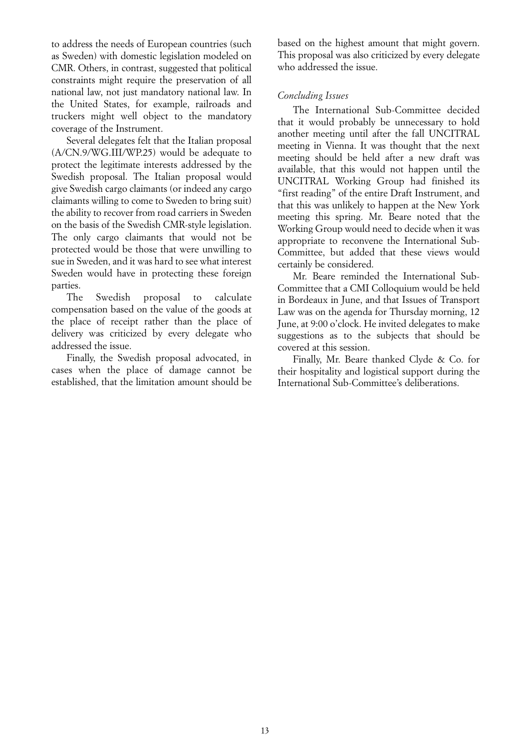to address the needs of European countries (such as Sweden) with domestic legislation modeled on CMR. Others, in contrast, suggested that political constraints might require the preservation of all national law, not just mandatory national law. In the United States, for example, railroads and truckers might well object to the mandatory coverage of the Instrument.

Several delegates felt that the Italian proposal (A/CN.9/WG.III/WP.25) would be adequate to protect the legitimate interests addressed by the Swedish proposal. The Italian proposal would give Swedish cargo claimants (or indeed any cargo claimants willing to come to Sweden to bring suit) the ability to recover from road carriers in Sweden on the basis of the Swedish CMR-style legislation. The only cargo claimants that would not be protected would be those that were unwilling to sue in Sweden, and it was hard to see what interest Sweden would have in protecting these foreign parties.

The Swedish proposal to calculate compensation based on the value of the goods at the place of receipt rather than the place of delivery was criticized by every delegate who addressed the issue.

Finally, the Swedish proposal advocated, in cases when the place of damage cannot be established, that the limitation amount should be based on the highest amount that might govern. This proposal was also criticized by every delegate who addressed the issue.

*Concluding Issues*

The International Sub-Committee decided that it would probably be unnecessary to hold another meeting until after the fall UNCITRAL meeting in Vienna. It was thought that the next meeting should be held after a new draft was available, that this would not happen until the UNCITRAL Working Group had finished its "first reading" of the entire Draft Instrument, and that this was unlikely to happen at the New York meeting this spring. Mr. Beare noted that the Working Group would need to decide when it was appropriate to reconvene the International Sub-Committee, but added that these views would certainly be considered.

Mr. Beare reminded the International Sub-Committee that a CMI Colloquium would be held in Bordeaux in June, and that Issues of Transport Law was on the agenda for Thursday morning, 12 June, at 9:00 o'clock. He invited delegates to make suggestions as to the subjects that should be covered at this session.

Finally, Mr. Beare thanked Clyde & Co. for their hospitality and logistical support during the International Sub-Committee's deliberations.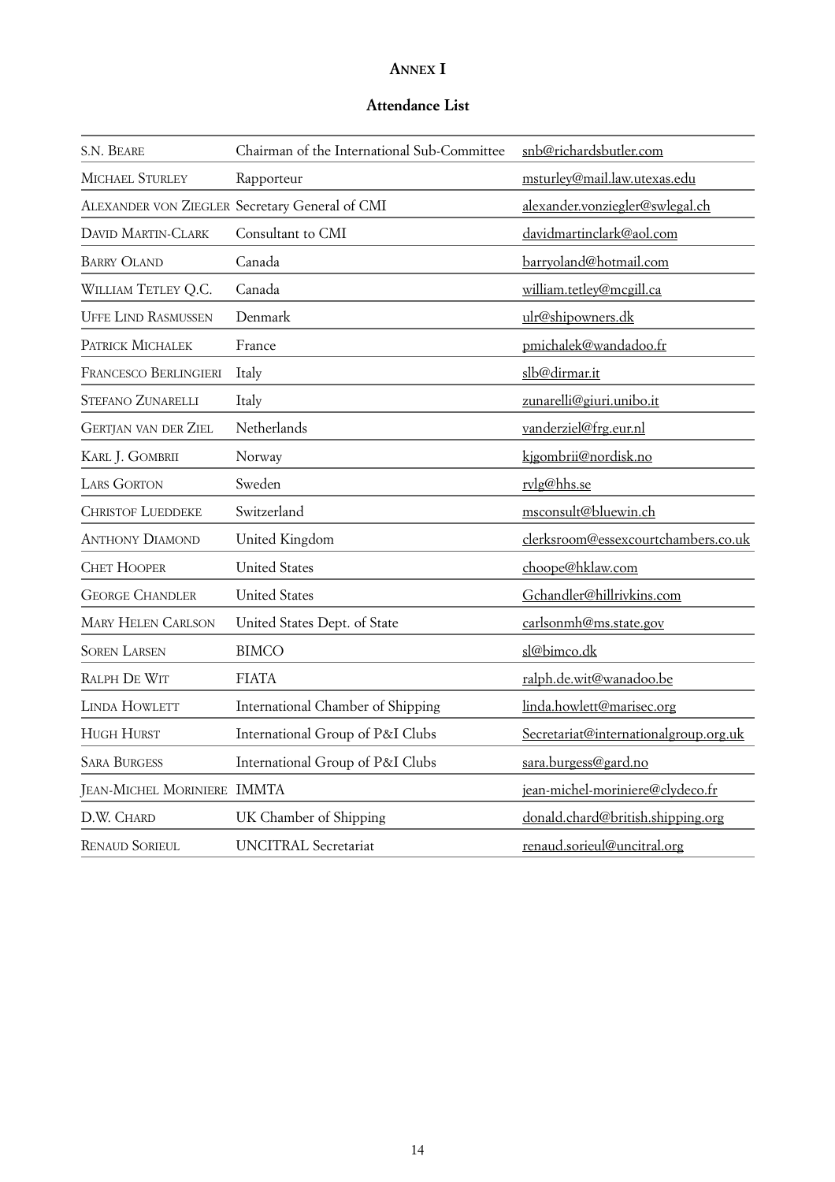**Annex I**

**Attendance List**

| | | |
|---|---|---|
| S.N. Beare | Chairman of the International Sub-Committee | snb@richardsbutler.com |
| Michael Sturley | Rapporteur | msturley@mail.law.utexas.edu |
| Alexander von Ziegler | Secretary General of CMI | alexander.vonziegler@swlegal.ch |
| David Martin-Clark | Consultant to CMI | davidmartinclark@aol.com |
| Barry Oland | Canada | barryoland@hotmail.com |
| William Tetley Q.C. | Canada | william.tetley@mcgill.ca |
| Uffe Lind Rasmussen | Denmark | ulr@shipowners.dk |
| Patrick Michalek | France | pmichalek@wandadoo.fr |
| Francesco Berlingieri | Italy | slb@dirmar.it |
| Stefano Zunarelli | Italy | zunarelli@giuri.unibo.it |
| Gertjan van der Ziel | Netherlands | vanderziel@frg.eur.nl |
| Karl J. Gombrii | Norway | kjgombrii@nordisk.no |
| Lars Gorton | Sweden | rvlg@hhs.se |
| Christof Lueddeke | Switzerland | msconsult@bluewin.ch |
| Anthony Diamond | United Kingdom | clerksroom@essexcourtchambers.co.uk |
| Chet Hooper | United States | choope@hklaw.com |
| George Chandler | United States | Gchandler@hillrivkins.com |
| Mary Helen Carlson | United States Dept. of State | carlsonmh@ms.state.gov |
| Soren Larsen | BIMCO | sl@bimco.dk |
| Ralph De Wit | FIATA | ralph.de.wit@wanadoo.be |
| Linda Howlett | International Chamber of Shipping | linda.howlett@marisec.org |
| Hugh Hurst | International Group of P&I Clubs | Secretariat@internationalgroup.org.uk |
| Sara Burgess | International Group of P&I Clubs | sara.burgess@gard.no |
| Jean-Michel Moriniere | IMMTA | jean-michel-moriniere@clydeco.fr |
| D.W. Chard | UK Chamber of Shipping | donald.chard@british.shipping.org |
| Renaud Sorieul | UNCITRAL Secretariat | renaud.sorieul@uncitral.org |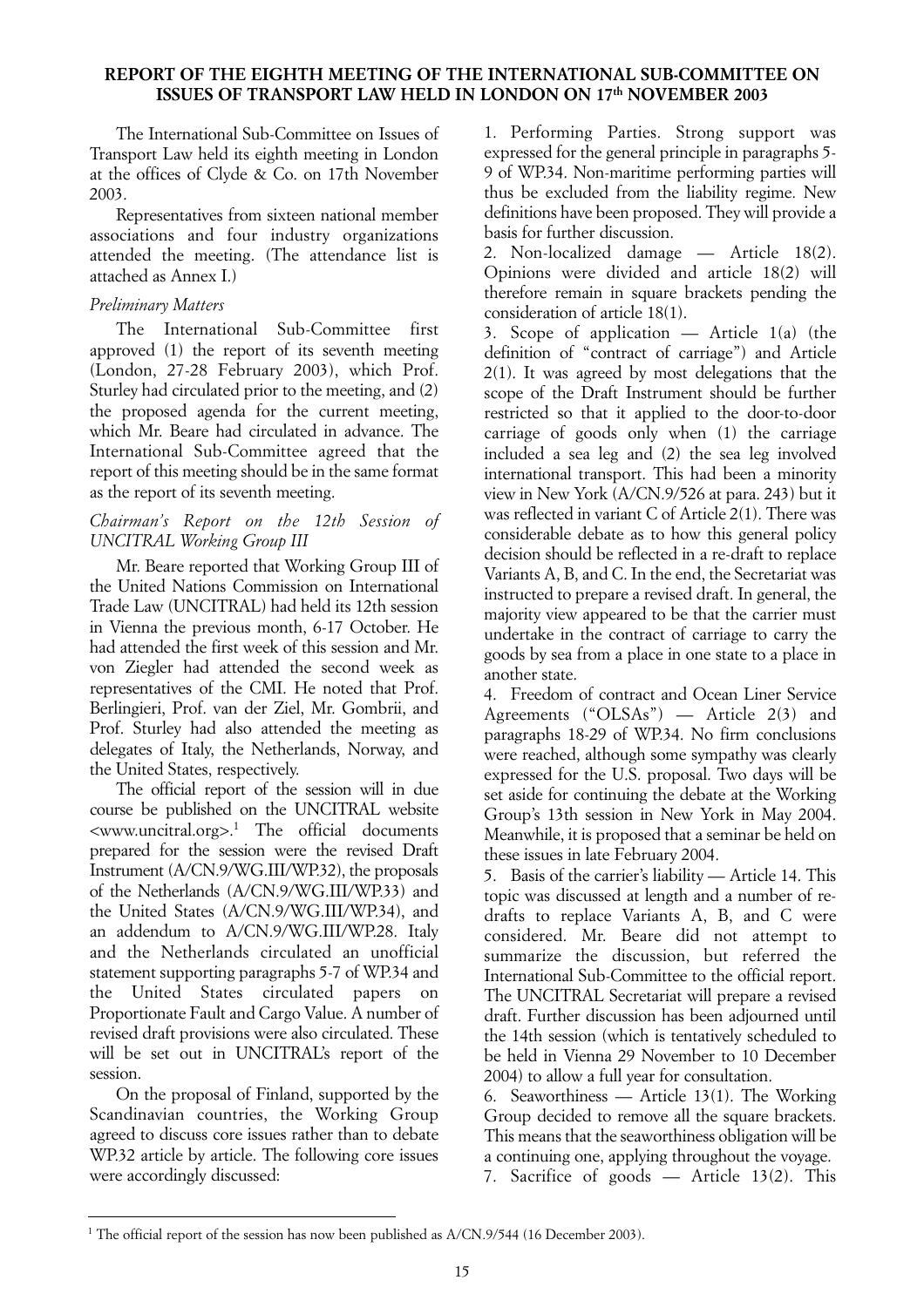# REPORT OF THE EIGHTH MEETING OF THE INTERNATIONAL SUB-COMMITTEE ON ISSUES OF TRANSPORT LAW HELD IN LONDON ON 17th NOVEMBER 2003

The International Sub-Committee on Issues of Transport Law held its eighth meeting in London at the offices of Clyde & Co. on 17th November 2003.

Representatives from sixteen national member associations and four industry organizations attended the meeting. (The attendance list is attached as Annex I.)

*Preliminary Matters*

The International Sub-Committee first approved (1) the report of its seventh meeting (London, 27-28 February 2003), which Prof. Sturley had circulated prior to the meeting, and (2) the proposed agenda for the current meeting, which Mr. Beare had circulated in advance. The International Sub-Committee agreed that the report of this meeting should be in the same format as the report of its seventh meeting.

*Chairman's Report on the 12th Session of UNCITRAL Working Group III*

Mr. Beare reported that Working Group III of the United Nations Commission on International Trade Law (UNCITRAL) had held its 12th session in Vienna the previous month, 6-17 October. He had attended the first week of this session and Mr. von Ziegler had attended the second week as representatives of the CMI. He noted that Prof. Berlingieri, Prof. van der Ziel, Mr. Gombrii, and Prof. Sturley had also attended the meeting as delegates of Italy, the Netherlands, Norway, and the United States, respectively.

The official report of the session will in due course be published on the UNCITRAL website <www.uncitral.org>.[1] The official documents prepared for the session were the revised Draft Instrument (A/CN.9/WG.III/WP.32), the proposals of the Netherlands (A/CN.9/WG.III/WP.33) and the United States (A/CN.9/WG.III/WP.34), and an addendum to A/CN.9/WG.III/WP.28. Italy and the Netherlands circulated an unofficial statement supporting paragraphs 5-7 of WP.34 and the United States circulated papers on Proportionate Fault and Cargo Value. A number of revised draft provisions were also circulated. These will be set out in UNCITRAL's report of the session.

On the proposal of Finland, supported by the Scandinavian countries, the Working Group agreed to discuss core issues rather than to debate WP.32 article by article. The following core issues were accordingly discussed:

1. Performing Parties. Strong support was expressed for the general principle in paragraphs 5-9 of WP.34. Non-maritime performing parties will thus be excluded from the liability regime. New definitions have been proposed. They will provide a basis for further discussion.
2. Non-localized damage — Article 18(2). Opinions were divided and article 18(2) will therefore remain in square brackets pending the consideration of article 18(1).
3. Scope of application — Article 1(a) (the definition of "contract of carriage") and Article 2(1). It was agreed by most delegations that the scope of the Draft Instrument should be further restricted so that it applied to the door-to-door carriage of goods only when (1) the carriage included a sea leg and (2) the sea leg involved international transport. This had been a minority view in New York (A/CN.9/526 at para. 243) but it was reflected in variant C of Article 2(1). There was considerable debate as to how this general policy decision should be reflected in a re-draft to replace Variants A, B, and C. In the end, the Secretariat was instructed to prepare a revised draft. In general, the majority view appeared to be that the carrier must undertake in the contract of carriage to carry the goods by sea from a place in one state to a place in another state.
4. Freedom of contract and Ocean Liner Service Agreements ("OLSAs") — Article 2(3) and paragraphs 18-29 of WP.34. No firm conclusions were reached, although some sympathy was clearly expressed for the U.S. proposal. Two days will be set aside for continuing the debate at the Working Group's 13th session in New York in May 2004. Meanwhile, it is proposed that a seminar be held on these issues in late February 2004.
5. Basis of the carrier's liability — Article 14. This topic was discussed at length and a number of re-drafts to replace Variants A, B, and C were considered. Mr. Beare did not attempt to summarize the discussion, but referred the International Sub-Committee to the official report. The UNCITRAL Secretariat will prepare a revised draft. Further discussion has been adjourned until the 14th session (which is tentatively scheduled to be held in Vienna 29 November to 10 December 2004) to allow a full year for consultation.
6. Seaworthiness — Article 13(1). The Working Group decided to remove all the square brackets. This means that the seaworthiness obligation will be a continuing one, applying throughout the voyage.
7. Sacrifice of goods — Article 13(2). This

[1] The official report of the session has now been published as A/CN.9/544 (16 December 2003).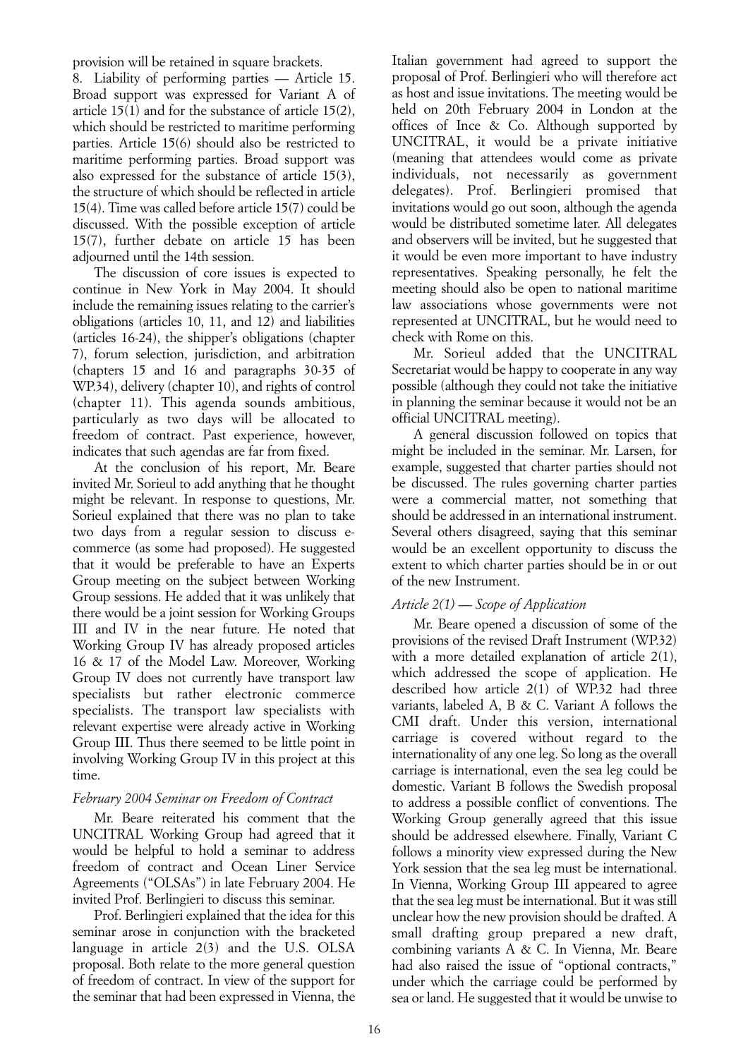provision will be retained in square brackets.

8. Liability of performing parties — Article 15. Broad support was expressed for Variant A of article 15(1) and for the substance of article 15(2), which should be restricted to maritime performing parties. Article 15(6) should also be restricted to maritime performing parties. Broad support was also expressed for the substance of article 15(3), the structure of which should be reflected in article 15(4). Time was called before article 15(7) could be discussed. With the possible exception of article 15(7), further debate on article 15 has been adjourned until the 14th session.

The discussion of core issues is expected to continue in New York in May 2004. It should include the remaining issues relating to the carrier's obligations (articles 10, 11, and 12) and liabilities (articles 16-24), the shipper's obligations (chapter 7), forum selection, jurisdiction, and arbitration (chapters 15 and 16 and paragraphs 30-35 of WP.34), delivery (chapter 10), and rights of control (chapter 11). This agenda sounds ambitious, particularly as two days will be allocated to freedom of contract. Past experience, however, indicates that such agendas are far from fixed.

At the conclusion of his report, Mr. Beare invited Mr. Sorieul to add anything that he thought might be relevant. In response to questions, Mr. Sorieul explained that there was no plan to take two days from a regular session to discuss e-commerce (as some had proposed). He suggested that it would be preferable to have an Experts Group meeting on the subject between Working Group sessions. He added that it was unlikely that there would be a joint session for Working Groups III and IV in the near future. He noted that Working Group IV has already proposed articles 16 & 17 of the Model Law. Moreover, Working Group IV does not currently have transport law specialists but rather electronic commerce specialists. The transport law specialists with relevant expertise were already active in Working Group III. Thus there seemed to be little point in involving Working Group IV in this project at this time.

### *February 2004 Seminar on Freedom of Contract*

Mr. Beare reiterated his comment that the UNCITRAL Working Group had agreed that it would be helpful to hold a seminar to address freedom of contract and Ocean Liner Service Agreements ("OLSAs") in late February 2004. He invited Prof. Berlingieri to discuss this seminar.

Prof. Berlingieri explained that the idea for this seminar arose in conjunction with the bracketed language in article 2(3) and the U.S. OLSA proposal. Both relate to the more general question of freedom of contract. In view of the support for the seminar that had been expressed in Vienna, the Italian government had agreed to support the proposal of Prof. Berlingieri who will therefore act as host and issue invitations. The meeting would be held on 20th February 2004 in London at the offices of Ince & Co. Although supported by UNCITRAL, it would be a private initiative (meaning that attendees would come as private individuals, not necessarily as government delegates). Prof. Berlingieri promised that invitations would go out soon, although the agenda would be distributed sometime later. All delegates and observers will be invited, but he suggested that it would be even more important to have industry representatives. Speaking personally, he felt the meeting should also be open to national maritime law associations whose governments were not represented at UNCITRAL, but he would need to check with Rome on this.

Mr. Sorieul added that the UNCITRAL Secretariat would be happy to cooperate in any way possible (although they could not take the initiative in planning the seminar because it would not be an official UNCITRAL meeting).

A general discussion followed on topics that might be included in the seminar. Mr. Larsen, for example, suggested that charter parties should not be discussed. The rules governing charter parties were a commercial matter, not something that should be addressed in an international instrument. Several others disagreed, saying that this seminar would be an excellent opportunity to discuss the extent to which charter parties should be in or out of the new Instrument.

### *Article 2(1) — Scope of Application*

Mr. Beare opened a discussion of some of the provisions of the revised Draft Instrument (WP.32) with a more detailed explanation of article 2(1), which addressed the scope of application. He described how article 2(1) of WP.32 had three variants, labeled A, B & C. Variant A follows the CMI draft. Under this version, international carriage is covered without regard to the internationality of any one leg. So long as the overall carriage is international, even the sea leg could be domestic. Variant B follows the Swedish proposal to address a possible conflict of conventions. The Working Group generally agreed that this issue should be addressed elsewhere. Finally, Variant C follows a minority view expressed during the New York session that the sea leg must be international. In Vienna, Working Group III appeared to agree that the sea leg must be international. But it was still unclear how the new provision should be drafted. A small drafting group prepared a new draft, combining variants A & C. In Vienna, Mr. Beare had also raised the issue of "optional contracts," under which the carriage could be performed by sea or land. He suggested that it would be unwise to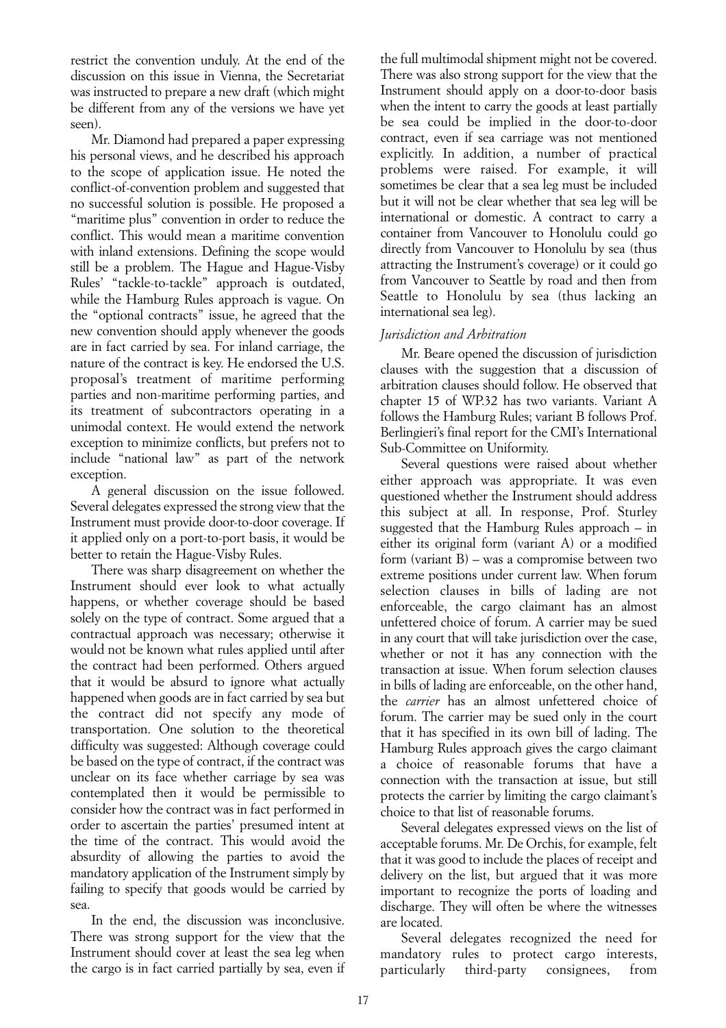restrict the convention unduly. At the end of the discussion on this issue in Vienna, the Secretariat was instructed to prepare a new draft (which might be different from any of the versions we have yet seen).

Mr. Diamond had prepared a paper expressing his personal views, and he described his approach to the scope of application issue. He noted the conflict-of-convention problem and suggested that no successful solution is possible. He proposed a "maritime plus" convention in order to reduce the conflict. This would mean a maritime convention with inland extensions. Defining the scope would still be a problem. The Hague and Hague-Visby Rules' "tackle-to-tackle" approach is outdated, while the Hamburg Rules approach is vague. On the "optional contracts" issue, he agreed that the new convention should apply whenever the goods are in fact carried by sea. For inland carriage, the nature of the contract is key. He endorsed the U.S. proposal's treatment of maritime performing parties and non-maritime performing parties, and its treatment of subcontractors operating in a unimodal context. He would extend the network exception to minimize conflicts, but prefers not to include "national law" as part of the network exception.

A general discussion on the issue followed. Several delegates expressed the strong view that the Instrument must provide door-to-door coverage. If it applied only on a port-to-port basis, it would be better to retain the Hague-Visby Rules.

There was sharp disagreement on whether the Instrument should ever look to what actually happens, or whether coverage should be based solely on the type of contract. Some argued that a contractual approach was necessary; otherwise it would not be known what rules applied until after the contract had been performed. Others argued that it would be absurd to ignore what actually happened when goods are in fact carried by sea but the contract did not specify any mode of transportation. One solution to the theoretical difficulty was suggested: Although coverage could be based on the type of contract, if the contract was unclear on its face whether carriage by sea was contemplated then it would be permissible to consider how the contract was in fact performed in order to ascertain the parties' presumed intent at the time of the contract. This would avoid the absurdity of allowing the parties to avoid the mandatory application of the Instrument simply by failing to specify that goods would be carried by sea.

In the end, the discussion was inconclusive. There was strong support for the view that the Instrument should cover at least the sea leg when the cargo is in fact carried partially by sea, even if the full multimodal shipment might not be covered. There was also strong support for the view that the Instrument should apply on a door-to-door basis when the intent to carry the goods at least partially be sea could be implied in the door-to-door contract, even if sea carriage was not mentioned explicitly. In addition, a number of practical problems were raised. For example, it will sometimes be clear that a sea leg must be included but it will not be clear whether that sea leg will be international or domestic. A contract to carry a container from Vancouver to Honolulu could go directly from Vancouver to Honolulu by sea (thus attracting the Instrument's coverage) or it could go from Vancouver to Seattle by road and then from Seattle to Honolulu by sea (thus lacking an international sea leg).

*Jurisdiction and Arbitration*

Mr. Beare opened the discussion of jurisdiction clauses with the suggestion that a discussion of arbitration clauses should follow. He observed that chapter 15 of WP.32 has two variants. Variant A follows the Hamburg Rules; variant B follows Prof. Berlingieri's final report for the CMI's International Sub-Committee on Uniformity.

Several questions were raised about whether either approach was appropriate. It was even questioned whether the Instrument should address this subject at all. In response, Prof. Sturley suggested that the Hamburg Rules approach – in either its original form (variant A) or a modified form (variant B) – was a compromise between two extreme positions under current law. When forum selection clauses in bills of lading are not enforceable, the cargo claimant has an almost unfettered choice of forum. A carrier may be sued in any court that will take jurisdiction over the case, whether or not it has any connection with the transaction at issue. When forum selection clauses in bills of lading are enforceable, on the other hand, the *carrier* has an almost unfettered choice of forum. The carrier may be sued only in the court that it has specified in its own bill of lading. The Hamburg Rules approach gives the cargo claimant a choice of reasonable forums that have a connection with the transaction at issue, but still protects the carrier by limiting the cargo claimant's choice to that list of reasonable forums.

Several delegates expressed views on the list of acceptable forums. Mr. De Orchis, for example, felt that it was good to include the places of receipt and delivery on the list, but argued that it was more important to recognize the ports of loading and discharge. They will often be where the witnesses are located.

Several delegates recognized the need for mandatory rules to protect cargo interests, particularly third-party consignees, from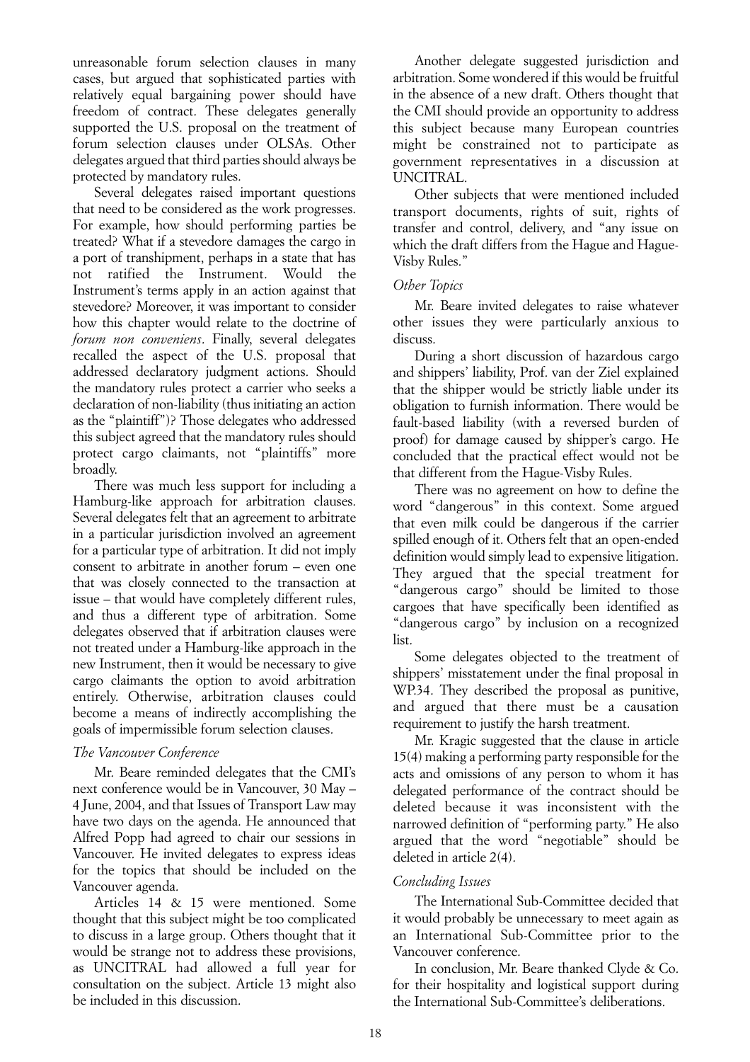unreasonable forum selection clauses in many cases, but argued that sophisticated parties with relatively equal bargaining power should have freedom of contract. These delegates generally supported the U.S. proposal on the treatment of forum selection clauses under OLSAs. Other delegates argued that third parties should always be protected by mandatory rules.

Several delegates raised important questions that need to be considered as the work progresses. For example, how should performing parties be treated? What if a stevedore damages the cargo in a port of transhipment, perhaps in a state that has not ratified the Instrument. Would the Instrument's terms apply in an action against that stevedore? Moreover, it was important to consider how this chapter would relate to the doctrine of *forum non conveniens*. Finally, several delegates recalled the aspect of the U.S. proposal that addressed declaratory judgment actions. Should the mandatory rules protect a carrier who seeks a declaration of non-liability (thus initiating an action as the "plaintiff")? Those delegates who addressed this subject agreed that the mandatory rules should protect cargo claimants, not "plaintiffs" more broadly.

There was much less support for including a Hamburg-like approach for arbitration clauses. Several delegates felt that an agreement to arbitrate in a particular jurisdiction involved an agreement for a particular type of arbitration. It did not imply consent to arbitrate in another forum – even one that was closely connected to the transaction at issue – that would have completely different rules, and thus a different type of arbitration. Some delegates observed that if arbitration clauses were not treated under a Hamburg-like approach in the new Instrument, then it would be necessary to give cargo claimants the option to avoid arbitration entirely. Otherwise, arbitration clauses could become a means of indirectly accomplishing the goals of impermissible forum selection clauses.

### *The Vancouver Conference*

Mr. Beare reminded delegates that the CMI's next conference would be in Vancouver, 30 May – 4 June, 2004, and that Issues of Transport Law may have two days on the agenda. He announced that Alfred Popp had agreed to chair our sessions in Vancouver. He invited delegates to express ideas for the topics that should be included on the Vancouver agenda.

Articles 14 & 15 were mentioned. Some thought that this subject might be too complicated to discuss in a large group. Others thought that it would be strange not to address these provisions, as UNCITRAL had allowed a full year for consultation on the subject. Article 13 might also be included in this discussion.

Another delegate suggested jurisdiction and arbitration. Some wondered if this would be fruitful in the absence of a new draft. Others thought that the CMI should provide an opportunity to address this subject because many European countries might be constrained not to participate as government representatives in a discussion at UNCITRAL.

Other subjects that were mentioned included transport documents, rights of suit, rights of transfer and control, delivery, and "any issue on which the draft differs from the Hague and Hague-Visby Rules."

### *Other Topics*

Mr. Beare invited delegates to raise whatever other issues they were particularly anxious to discuss.

During a short discussion of hazardous cargo and shippers' liability, Prof. van der Ziel explained that the shipper would be strictly liable under its obligation to furnish information. There would be fault-based liability (with a reversed burden of proof) for damage caused by shipper's cargo. He concluded that the practical effect would not be that different from the Hague-Visby Rules.

There was no agreement on how to define the word "dangerous" in this context. Some argued that even milk could be dangerous if the carrier spilled enough of it. Others felt that an open-ended definition would simply lead to expensive litigation. They argued that the special treatment for "dangerous cargo" should be limited to those cargoes that have specifically been identified as "dangerous cargo" by inclusion on a recognized list.

Some delegates objected to the treatment of shippers' misstatement under the final proposal in WP.34. They described the proposal as punitive, and argued that there must be a causation requirement to justify the harsh treatment.

Mr. Kragic suggested that the clause in article 15(4) making a performing party responsible for the acts and omissions of any person to whom it has delegated performance of the contract should be deleted because it was inconsistent with the narrowed definition of "performing party." He also argued that the word "negotiable" should be deleted in article 2(4).

### *Concluding Issues*

The International Sub-Committee decided that it would probably be unnecessary to meet again as an International Sub-Committee prior to the Vancouver conference.

In conclusion, Mr. Beare thanked Clyde & Co. for their hospitality and logistical support during the International Sub-Committee's deliberations.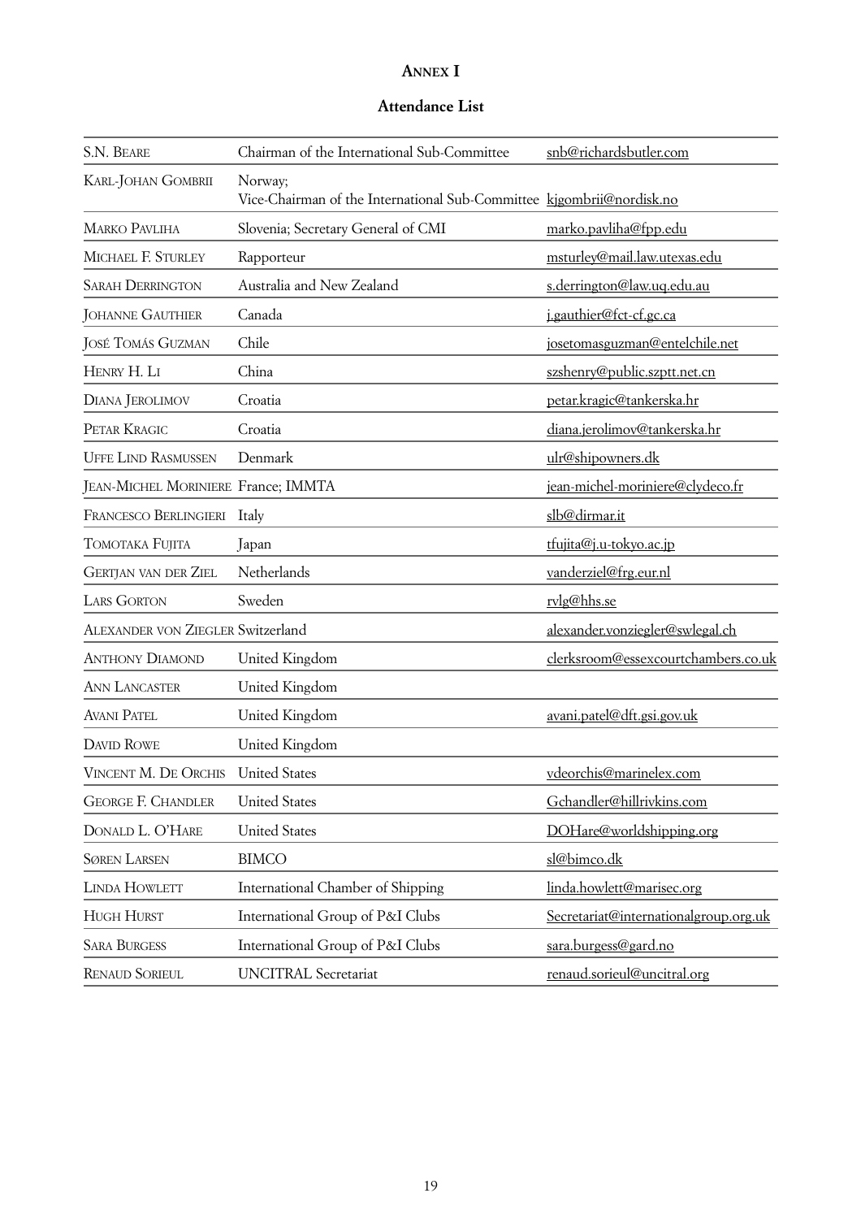# ANNEX I

## Attendance List

| | | |
|---|---|---|
| S.N. BEARE | Chairman of the International Sub-Committee | snb@richardsbutler.com |
| KARL-JOHAN GOMBRII | Norway; Vice-Chairman of the International Sub-Committee | kjgombrii@nordisk.no |
| MARKO PAVLIHA | Slovenia; Secretary General of CMI | marko.pavliha@fpp.edu |
| MICHAEL F. STURLEY | Rapporteur | msturley@mail.law.utexas.edu |
| SARAH DERRINGTON | Australia and New Zealand | s.derrington@law.uq.edu.au |
| JOHANNE GAUTHIER | Canada | j.gauthier@fct-cf.gc.ca |
| JOSÉ TOMÁS GUZMAN | Chile | josetomasguzman@entelchile.net |
| HENRY H. LI | China | szshenry@public.szptt.net.cn |
| DIANA JEROLIMOV | Croatia | petar.kragic@tankerska.hr |
| PETAR KRAGIC | Croatia | diana.jerolimov@tankerska.hr |
| UFFE LIND RASMUSSEN | Denmark | ulr@shipowners.dk |
| JEAN-MICHEL MORINIERE | France; IMMTA | jean-michel-moriniere@clydeco.fr |
| FRANCESCO BERLINGIERI | Italy | slb@dirmar.it |
| TOMOTAKA FUJITA | Japan | tfujita@j.u-tokyo.ac.jp |
| GERTJAN VAN DER ZIEL | Netherlands | vanderziel@frg.eur.nl |
| LARS GORTON | Sweden | rvlg@hhs.se |
| ALEXANDER VON ZIEGLER | Switzerland | alexander.vonziegler@swlegal.ch |
| ANTHONY DIAMOND | United Kingdom | clerksroom@essexcourtchambers.co.uk |
| ANN LANCASTER | United Kingdom | |
| AVANI PATEL | United Kingdom | avani.patel@dft.gsi.gov.uk |
| DAVID ROWE | United Kingdom | |
| VINCENT M. DE ORCHIS | United States | vdeorchis@marinelex.com |
| GEORGE F. CHANDLER | United States | Gchandler@hillrivkins.com |
| DONALD L. O'HARE | United States | DOHare@worldshipping.org |
| SØREN LARSEN | BIMCO | sl@bimco.dk |
| LINDA HOWLETT | International Chamber of Shipping | linda.howlett@marisec.org |
| HUGH HURST | International Group of P&I Clubs | Secretariat@internationalgroup.org.uk |
| SARA BURGESS | International Group of P&I Clubs | sara.burgess@gard.no |
| RENAUD SORIEUL | UNCITRAL Secretariat | renaud.sorieul@uncitral.org |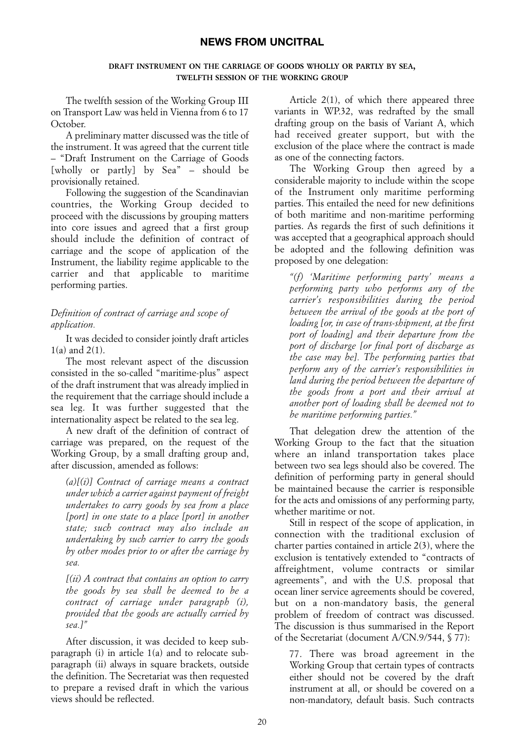## NEWS FROM UNCITRAL

**DRAFT INSTRUMENT ON THE CARRIAGE OF GOODS WHOLLY OR PARTLY BY SEA, TWELFTH SESSION OF THE WORKING GROUP**

The twelfth session of the Working Group III on Transport Law was held in Vienna from 6 to 17 October.

A preliminary matter discussed was the title of the instrument. It was agreed that the current title – "Draft Instrument on the Carriage of Goods [wholly or partly] by Sea" – should be provisionally retained.

Following the suggestion of the Scandinavian countries, the Working Group decided to proceed with the discussions by grouping matters into core issues and agreed that a first group should include the definition of contract of carriage and the scope of application of the Instrument, the liability regime applicable to the carrier and that applicable to maritime performing parties.

*Definition of contract of carriage and scope of application.*

It was decided to consider jointly draft articles 1(a) and 2(1).

The most relevant aspect of the discussion consisted in the so-called "maritime-plus" aspect of the draft instrument that was already implied in the requirement that the carriage should include a sea leg. It was further suggested that the internationality aspect be related to the sea leg.

A new draft of the definition of contract of carriage was prepared, on the request of the Working Group, by a small drafting group and, after discussion, amended as follows:

> *(a)[(i)] Contract of carriage means a contract under which a carrier against payment of freight undertakes to carry goods by sea from a place [port] in one state to a place [port] in another state; such contract may also include an undertaking by such carrier to carry the goods by other modes prior to or after the carriage by sea.*
>
> *[(ii) A contract that contains an option to carry the goods by sea shall be deemed to be a contract of carriage under paragraph (i), provided that the goods are actually carried by sea.]"*

After discussion, it was decided to keep sub-paragraph (i) in article 1(a) and to relocate sub-paragraph (ii) always in square brackets, outside the definition. The Secretariat was then requested to prepare a revised draft in which the various views should be reflected.

Article 2(1), of which there appeared three variants in WP.32, was redrafted by the small drafting group on the basis of Variant A, which had received greater support, but with the exclusion of the place where the contract is made as one of the connecting factors.

The Working Group then agreed by a considerable majority to include within the scope of the Instrument only maritime performing parties. This entailed the need for new definitions of both maritime and non-maritime performing parties. As regards the first of such definitions it was accepted that a geographical approach should be adopted and the following definition was proposed by one delegation:

> *"(f) 'Maritime performing party' means a performing party who performs any of the carrier's responsibilities during the period between the arrival of the goods at the port of loading [or, in case of trans-shipment, at the first port of loading] and their departure from the port of discharge [or final port of discharge as the case may be]. The performing parties that perform any of the carrier's responsibilities in land during the period between the departure of the goods from a port and their arrival at another port of loading shall be deemed not to be maritime performing parties."*

That delegation drew the attention of the Working Group to the fact that the situation where an inland transportation takes place between two sea legs should also be covered. The definition of performing party in general should be maintained because the carrier is responsible for the acts and omissions of any performing party, whether maritime or not.

Still in respect of the scope of application, in connection with the traditional exclusion of charter parties contained in article 2(3), where the exclusion is tentatively extended to "contracts of affreightment, volume contracts or similar agreements", and with the U.S. proposal that ocean liner service agreements should be covered, but on a non-mandatory basis, the general problem of freedom of contract was discussed. The discussion is thus summarised in the Report of the Secretariat (document A/CN.9/544, § 77):

> 77. There was broad agreement in the Working Group that certain types of contracts either should not be covered by the draft instrument at all, or should be covered on a non-mandatory, default basis. Such contracts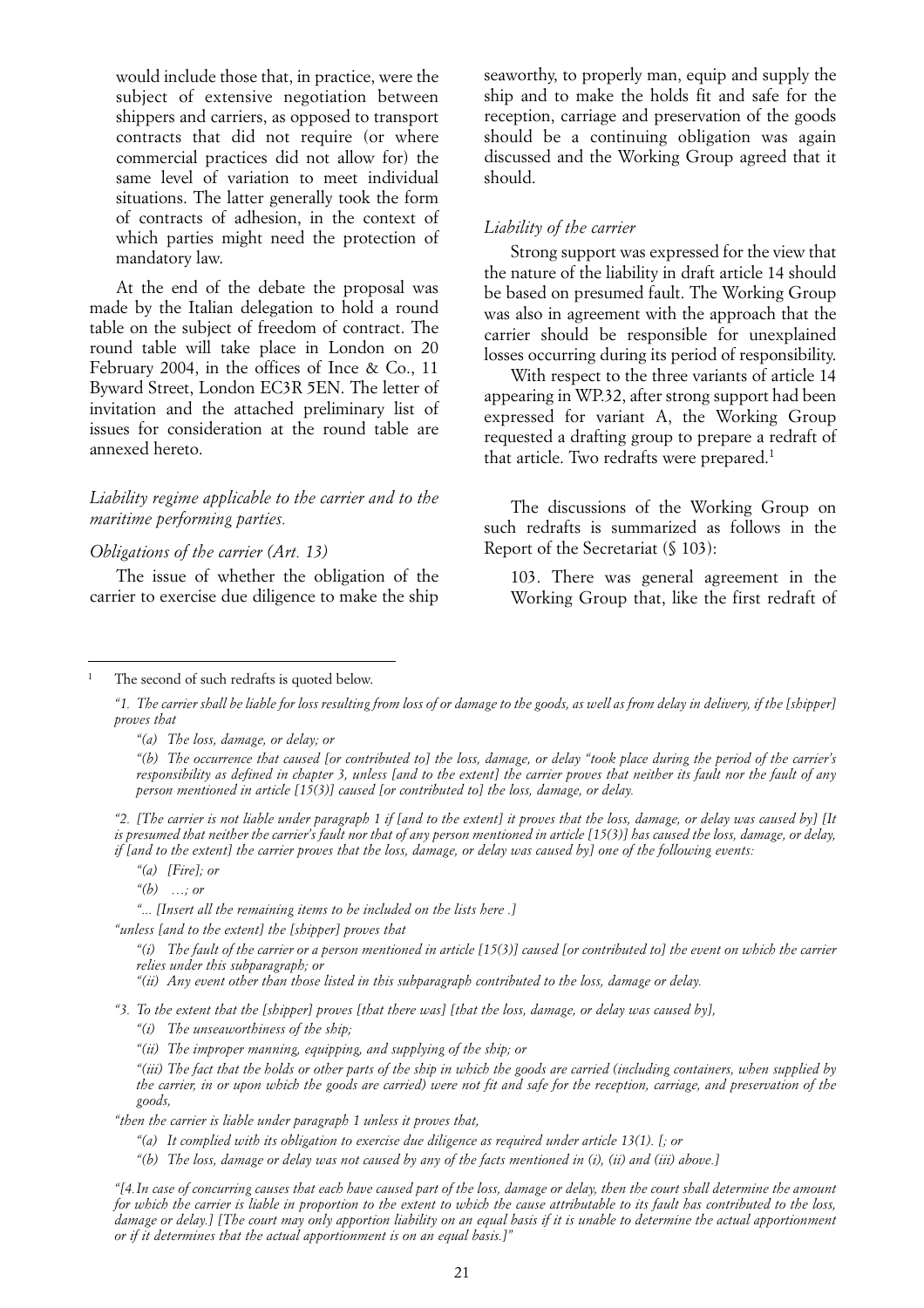would include those that, in practice, were the subject of extensive negotiation between shippers and carriers, as opposed to transport contracts that did not require (or where commercial practices did not allow for) the same level of variation to meet individual situations. The latter generally took the form of contracts of adhesion, in the context of which parties might need the protection of mandatory law.

At the end of the debate the proposal was made by the Italian delegation to hold a round table on the subject of freedom of contract. The round table will take place in London on 20 February 2004, in the offices of Ince & Co., 11 Byward Street, London EC3R 5EN. The letter of invitation and the attached preliminary list of issues for consideration at the round table are annexed hereto.

*Liability regime applicable to the carrier and to the maritime performing parties.*

*Obligations of the carrier (Art. 13)*

The issue of whether the obligation of the carrier to exercise due diligence to make the ship seaworthy, to properly man, equip and supply the ship and to make the holds fit and safe for the reception, carriage and preservation of the goods should be a continuing obligation was again discussed and the Working Group agreed that it should.

*Liability of the carrier*

Strong support was expressed for the view that the nature of the liability in draft article 14 should be based on presumed fault. The Working Group was also in agreement with the approach that the carrier should be responsible for unexplained losses occurring during its period of responsibility.

With respect to the three variants of article 14 appearing in WP.32, after strong support had been expressed for variant A, the Working Group requested a drafting group to prepare a redraft of that article. Two redrafts were prepared.[1]

The discussions of the Working Group on such redrafts is summarized as follows in the Report of the Secretariat (§ 103):

> 103. There was general agreement in the Working Group that, like the first redraft of

---

[1] The second of such redrafts is quoted below.

*"1. The carrier shall be liable for loss resulting from loss of or damage to the goods, as well as from delay in delivery, if the [shipper] proves that*

*"(a) The loss, damage, or delay; or*

*"(b) The occurrence that caused [or contributed to] the loss, damage, or delay "took place during the period of the carrier's responsibility as defined in chapter 3, unless [and to the extent] the carrier proves that neither its fault nor the fault of any person mentioned in article [15(3)] caused [or contributed to] the loss, damage, or delay.*

*"2. [The carrier is not liable under paragraph 1 if [and to the extent] it proves that the loss, damage, or delay was caused by] [It is presumed that neither the carrier's fault nor that of any person mentioned in article [15(3)] has caused the loss, damage, or delay, if [and to the extent] the carrier proves that the loss, damage, or delay was caused by] one of the following events:*

*"(a) [Fire]; or*

*"(b) …; or*

*"... [Insert all the remaining items to be included on the lists here .]*

*"unless [and to the extent] the [shipper] proves that*

*"(i) The fault of the carrier or a person mentioned in article [15(3)] caused [or contributed to] the event on which the carrier relies under this subparagraph; or*

*"(ii) Any event other than those listed in this subparagraph contributed to the loss, damage or delay.*

*"3. To the extent that the [shipper] proves [that there was] [that the loss, damage, or delay was caused by],*

*"(i) The unseaworthiness of the ship;*

*"(ii) The improper manning, equipping, and supplying of the ship; or*

*"(iii) The fact that the holds or other parts of the ship in which the goods are carried (including containers, when supplied by the carrier, in or upon which the goods are carried) were not fit and safe for the reception, carriage, and preservation of the goods,*

*"then the carrier is liable under paragraph 1 unless it proves that,*

*"(a) It complied with its obligation to exercise due diligence as required under article 13(1). [; or*

*"(b) The loss, damage or delay was not caused by any of the facts mentioned in (i), (ii) and (iii) above.]*

*"[4.In case of concurring causes that each have caused part of the loss, damage or delay, then the court shall determine the amount for which the carrier is liable in proportion to the extent to which the cause attributable to its fault has contributed to the loss, damage or delay.] [The court may only apportion liability on an equal basis if it is unable to determine the actual apportionment or if it determines that the actual apportionment is on an equal basis.]"*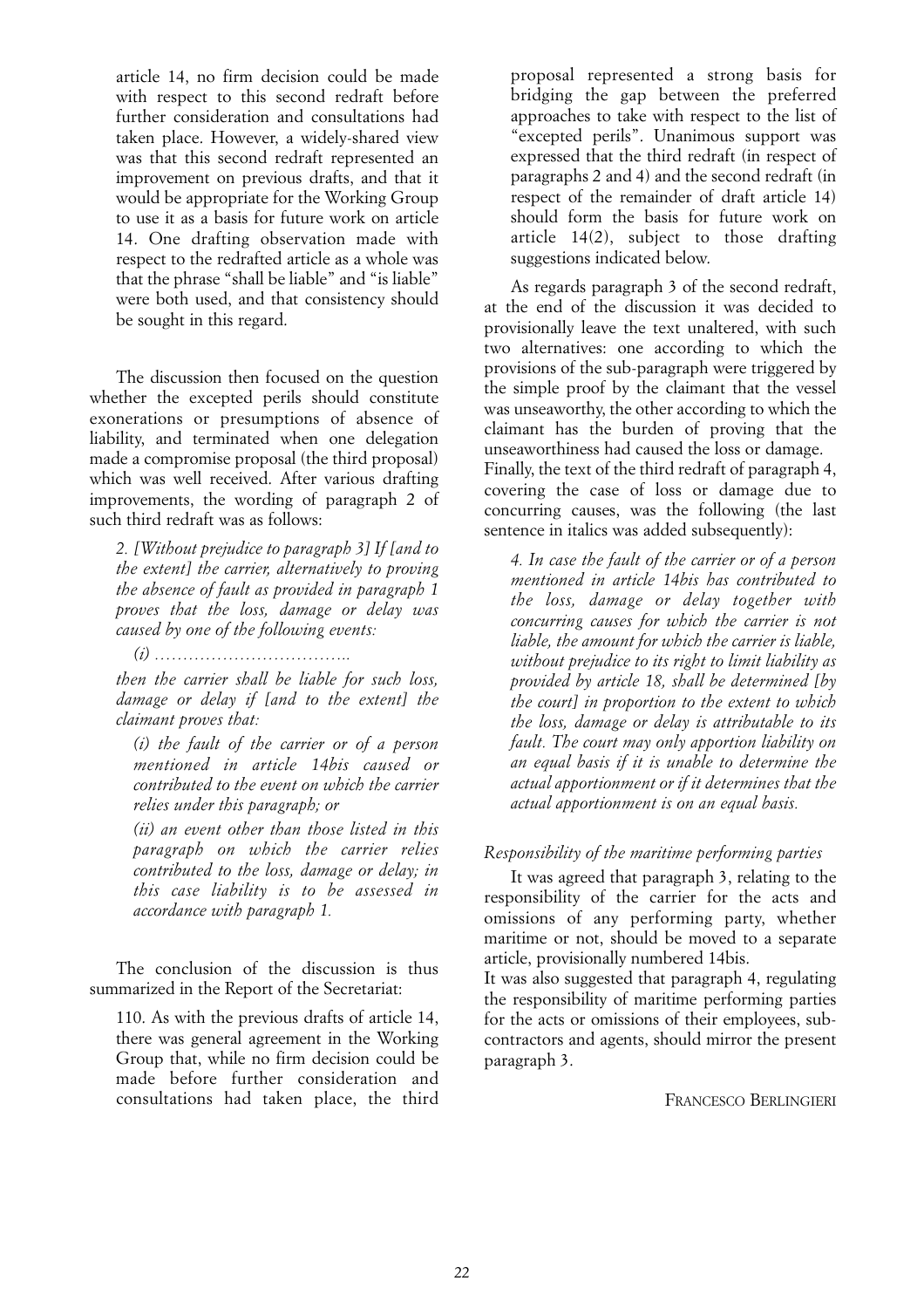article 14, no firm decision could be made with respect to this second redraft before further consideration and consultations had taken place. However, a widely-shared view was that this second redraft represented an improvement on previous drafts, and that it would be appropriate for the Working Group to use it as a basis for future work on article 14. One drafting observation made with respect to the redrafted article as a whole was that the phrase "shall be liable" and "is liable" were both used, and that consistency should be sought in this regard.

The discussion then focused on the question whether the excepted perils should constitute exonerations or presumptions of absence of liability, and terminated when one delegation made a compromise proposal (the third proposal) which was well received. After various drafting improvements, the wording of paragraph 2 of such third redraft was as follows:

> *2. [Without prejudice to paragraph 3] If [and to the extent] the carrier, alternatively to proving the absence of fault as provided in paragraph 1 proves that the loss, damage or delay was caused by one of the following events:*
>
> *(i) ……………………………..*
>
> *then the carrier shall be liable for such loss, damage or delay if [and to the extent] the claimant proves that:*
>
> *(i) the fault of the carrier or of a person mentioned in article 14bis caused or contributed to the event on which the carrier relies under this paragraph; or*
>
> *(ii) an event other than those listed in this paragraph on which the carrier relies contributed to the loss, damage or delay; in this case liability is to be assessed in accordance with paragraph 1.*

The conclusion of the discussion is thus summarized in the Report of the Secretariat:

> 110. As with the previous drafts of article 14, there was general agreement in the Working Group that, while no firm decision could be made before further consideration and consultations had taken place, the third proposal represented a strong basis for bridging the gap between the preferred approaches to take with respect to the list of "excepted perils". Unanimous support was expressed that the third redraft (in respect of paragraphs 2 and 4) and the second redraft (in respect of the remainder of draft article 14) should form the basis for future work on article 14(2), subject to those drafting suggestions indicated below.

As regards paragraph 3 of the second redraft, at the end of the discussion it was decided to provisionally leave the text unaltered, with such two alternatives: one according to which the provisions of the sub-paragraph were triggered by the simple proof by the claimant that the vessel was unseaworthy, the other according to which the claimant has the burden of proving that the unseaworthiness had caused the loss or damage.
Finally, the text of the third redraft of paragraph 4, covering the case of loss or damage due to concurring causes, was the following (the last sentence in italics was added subsequently):

> *4. In case the fault of the carrier or of a person mentioned in article 14bis has contributed to the loss, damage or delay together with concurring causes for which the carrier is not liable, the amount for which the carrier is liable, without prejudice to its right to limit liability as provided by article 18, shall be determined [by the court] in proportion to the extent to which the loss, damage or delay is attributable to its fault. The court may only apportion liability on an equal basis if it is unable to determine the actual apportionment or if it determines that the actual apportionment is on an equal basis.*

*Responsibility of the maritime performing parties*

It was agreed that paragraph 3, relating to the responsibility of the carrier for the acts and omissions of any performing party, whether maritime or not, should be moved to a separate article, provisionally numbered 14bis.
It was also suggested that paragraph 4, regulating the responsibility of maritime performing parties for the acts or omissions of their employees, sub-contractors and agents, should mirror the present paragraph 3.

FRANCESCO BERLINGIERI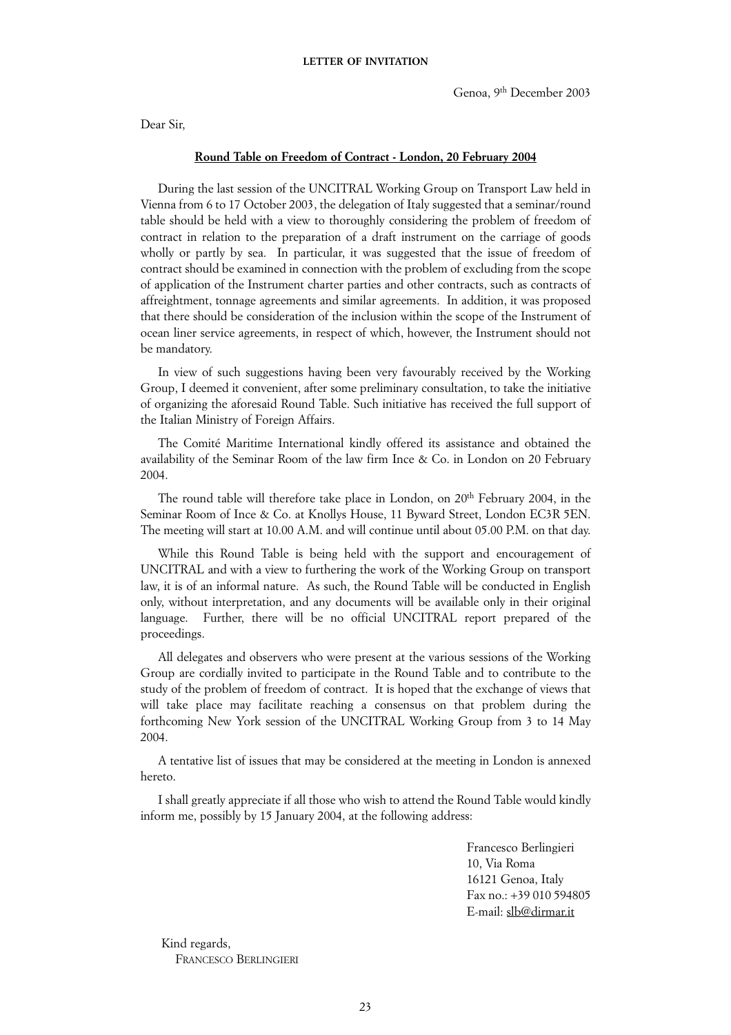**LETTER OF INVITATION**

Genoa, 9th December 2003

Dear Sir,

**Round Table on Freedom of Contract - London, 20 February 2004**

During the last session of the UNCITRAL Working Group on Transport Law held in Vienna from 6 to 17 October 2003, the delegation of Italy suggested that a seminar/round table should be held with a view to thoroughly considering the problem of freedom of contract in relation to the preparation of a draft instrument on the carriage of goods wholly or partly by sea. In particular, it was suggested that the issue of freedom of contract should be examined in connection with the problem of excluding from the scope of application of the Instrument charter parties and other contracts, such as contracts of affreightment, tonnage agreements and similar agreements. In addition, it was proposed that there should be consideration of the inclusion within the scope of the Instrument of ocean liner service agreements, in respect of which, however, the Instrument should not be mandatory.

In view of such suggestions having been very favourably received by the Working Group, I deemed it convenient, after some preliminary consultation, to take the initiative of organizing the aforesaid Round Table. Such initiative has received the full support of the Italian Ministry of Foreign Affairs.

The Comité Maritime International kindly offered its assistance and obtained the availability of the Seminar Room of the law firm Ince & Co. in London on 20 February 2004.

The round table will therefore take place in London, on 20th February 2004, in the Seminar Room of Ince & Co. at Knollys House, 11 Byward Street, London EC3R 5EN. The meeting will start at 10.00 A.M. and will continue until about 05.00 P.M. on that day.

While this Round Table is being held with the support and encouragement of UNCITRAL and with a view to furthering the work of the Working Group on transport law, it is of an informal nature. As such, the Round Table will be conducted in English only, without interpretation, and any documents will be available only in their original language. Further, there will be no official UNCITRAL report prepared of the proceedings.

All delegates and observers who were present at the various sessions of the Working Group are cordially invited to participate in the Round Table and to contribute to the study of the problem of freedom of contract. It is hoped that the exchange of views that will take place may facilitate reaching a consensus on that problem during the forthcoming New York session of the UNCITRAL Working Group from 3 to 14 May 2004.

A tentative list of issues that may be considered at the meeting in London is annexed hereto.

I shall greatly appreciate if all those who wish to attend the Round Table would kindly inform me, possibly by 15 January 2004, at the following address:

Francesco Berlingieri
10, Via Roma
16121 Genoa, Italy
Fax no.: +39 010 594805
E-mail: slb@dirmar.it

Kind regards,
FRANCESCO BERLINGIERI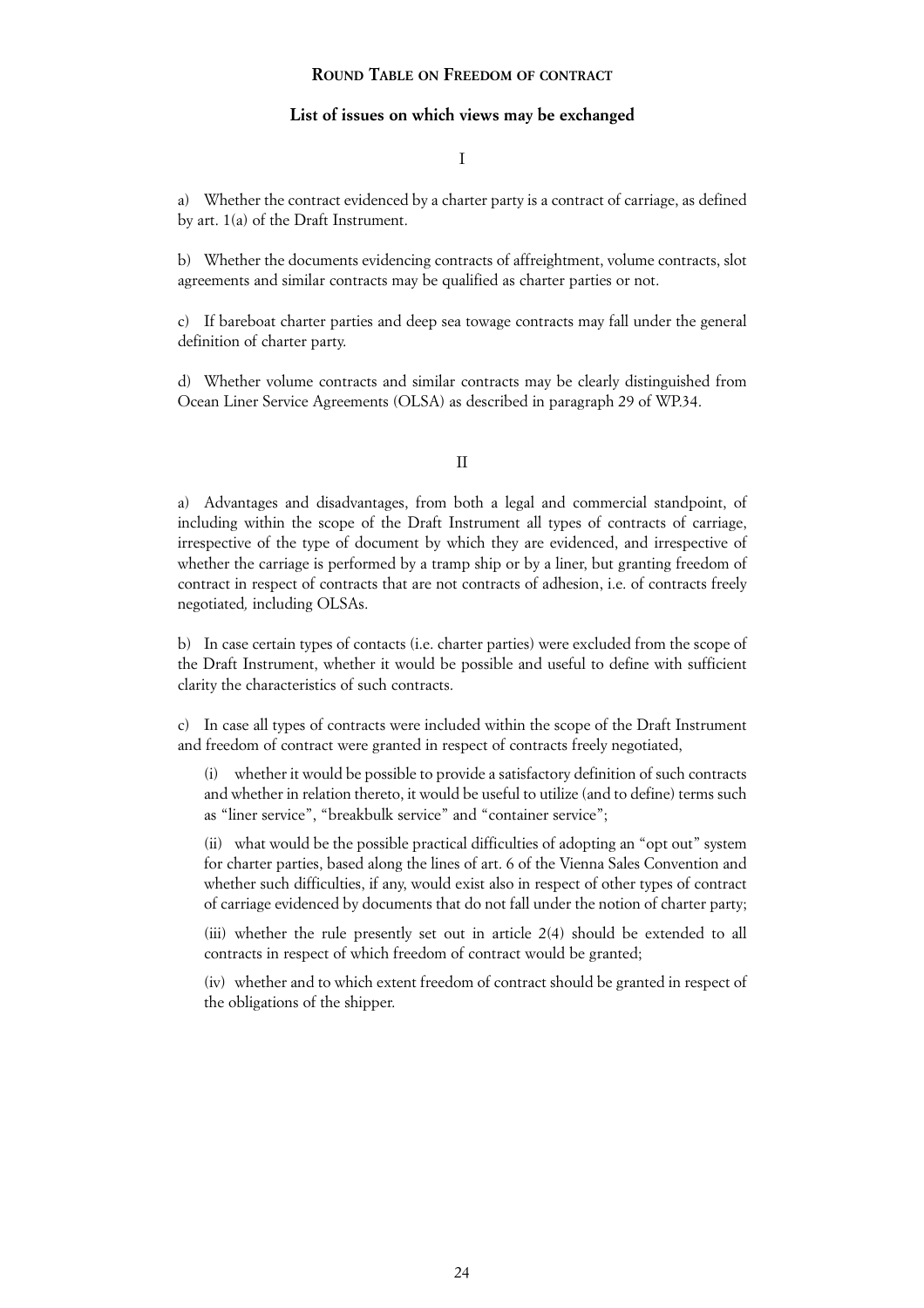## ROUND TABLE ON FREEDOM OF CONTRACT

### List of issues on which views may be exchanged

I

a) Whether the contract evidenced by a charter party is a contract of carriage, as defined by art. 1(a) of the Draft Instrument.

b) Whether the documents evidencing contracts of affreightment, volume contracts, slot agreements and similar contracts may be qualified as charter parties or not.

c) If bareboat charter parties and deep sea towage contracts may fall under the general definition of charter party.

d) Whether volume contracts and similar contracts may be clearly distinguished from Ocean Liner Service Agreements (OLSA) as described in paragraph 29 of WP.34.

II

a) Advantages and disadvantages, from both a legal and commercial standpoint, of including within the scope of the Draft Instrument all types of contracts of carriage, irrespective of the type of document by which they are evidenced, and irrespective of whether the carriage is performed by a tramp ship or by a liner, but granting freedom of contract in respect of contracts that are not contracts of adhesion, i.e. of contracts freely negotiated*,* including OLSAs.

b) In case certain types of contacts (i.e. charter parties) were excluded from the scope of the Draft Instrument, whether it would be possible and useful to define with sufficient clarity the characteristics of such contracts.

c) In case all types of contracts were included within the scope of the Draft Instrument and freedom of contract were granted in respect of contracts freely negotiated,

(i) whether it would be possible to provide a satisfactory definition of such contracts and whether in relation thereto, it would be useful to utilize (and to define) terms such as "liner service", "breakbulk service" and "container service";

(ii) what would be the possible practical difficulties of adopting an "opt out" system for charter parties, based along the lines of art. 6 of the Vienna Sales Convention and whether such difficulties, if any, would exist also in respect of other types of contract of carriage evidenced by documents that do not fall under the notion of charter party;

(iii) whether the rule presently set out in article 2(4) should be extended to all contracts in respect of which freedom of contract would be granted;

(iv) whether and to which extent freedom of contract should be granted in respect of the obligations of the shipper.